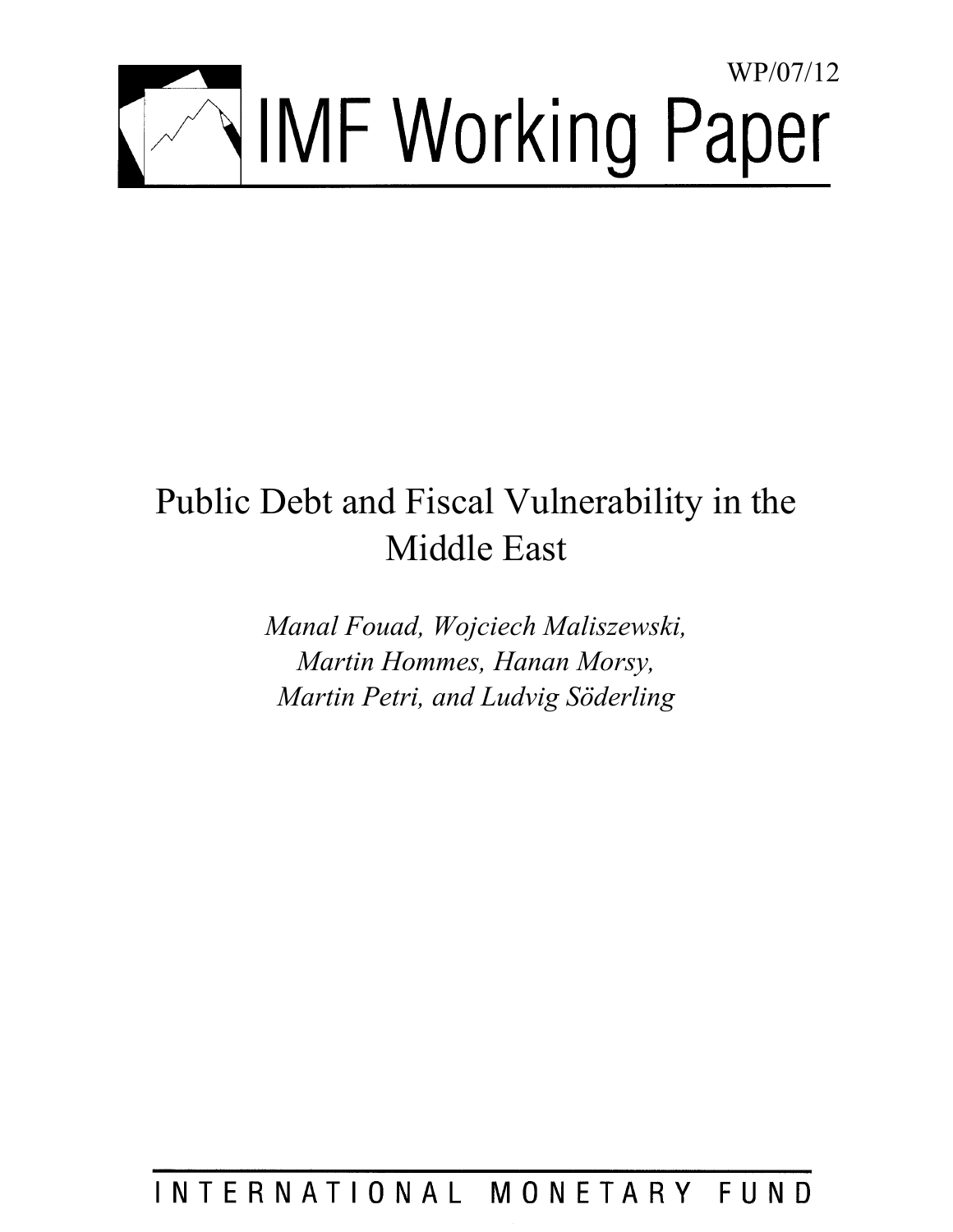WP/07/12

# IMF Working Paper

# Public Debt and Fiscal Vulnerability in the Middle East

*Manal Fouad, Wojciech Maliszewski, Martin Hommes, Hanan Morsy, Martin Petri, and Ludvig Söderling*

INTERNATIONAL MONETARY FUND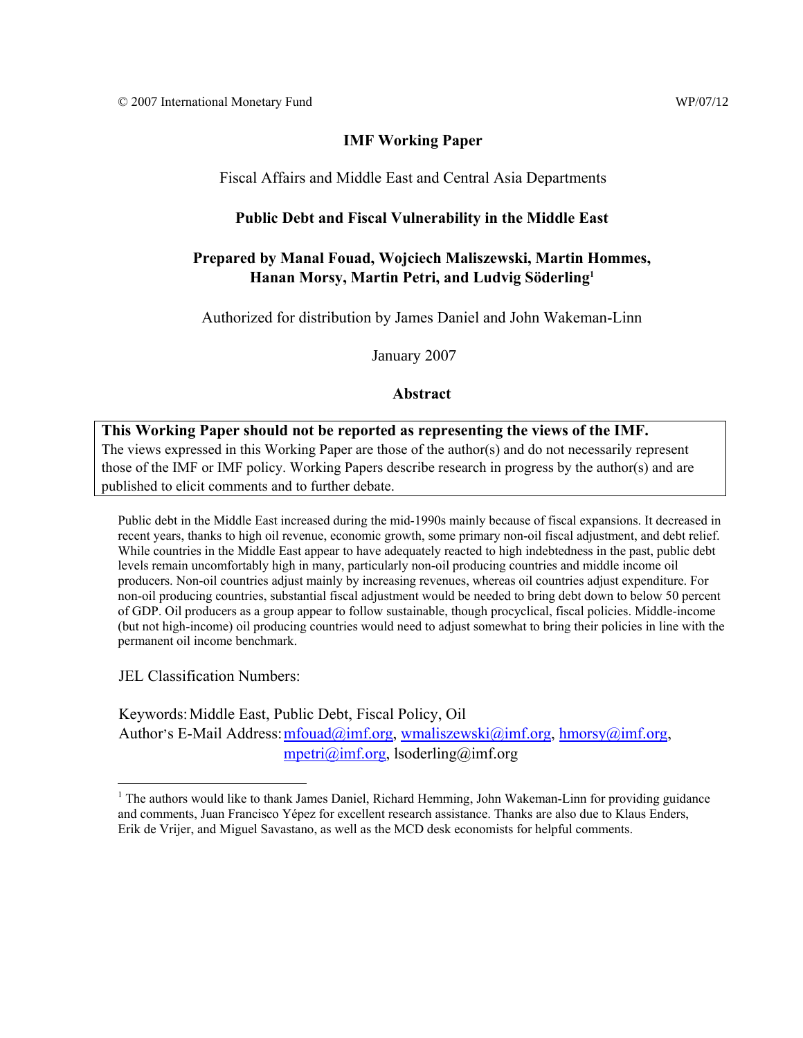© 2007 International Monetary Fund WP/07/12

**IMF Working Paper**

Fiscal Affairs and Middle East and Central Asia Departments

**Public Debt and Fiscal Vulnerability in the Middle East**

**Prepared by Manal Fouad, Wojciech Maliszewski, Martin Hommes, Hanan Morsy, Martin Petri, and Ludvig Söderling[1]**

Authorized for distribution by James Daniel and John Wakeman-Linn

January 2007

**Abstract**

**This Working Paper should not be reported as representing the views of the IMF.**
The views expressed in this Working Paper are those of the author(s) and do not necessarily represent those of the IMF or IMF policy. Working Papers describe research in progress by the author(s) and are published to elicit comments and to further debate.

Public debt in the Middle East increased during the mid-1990s mainly because of fiscal expansions. It decreased in recent years, thanks to high oil revenue, economic growth, some primary non-oil fiscal adjustment, and debt relief. While countries in the Middle East appear to have adequately reacted to high indebtedness in the past, public debt levels remain uncomfortably high in many, particularly non-oil producing countries and middle income oil producers. Non-oil countries adjust mainly by increasing revenues, whereas oil countries adjust expenditure. For non-oil producing countries, substantial fiscal adjustment would be needed to bring debt down to below 50 percent of GDP. Oil producers as a group appear to follow sustainable, though procyclical, fiscal policies. Middle-income (but not high-income) oil producing countries would need to adjust somewhat to bring their policies in line with the permanent oil income benchmark.

JEL Classification Numbers:

Keywords: Middle East, Public Debt, Fiscal Policy, Oil
Author's E-Mail Address: mfouad@imf.org, wmaliszewski@imf.org, hmorsy@imf.org, mpetri@imf.org, lsoderling@imf.org

[1] The authors would like to thank James Daniel, Richard Hemming, John Wakeman-Linn for providing guidance and comments, Juan Francisco Yépez for excellent research assistance. Thanks are also due to Klaus Enders, Erik de Vrijer, and Miguel Savastano, as well as the MCD desk economists for helpful comments.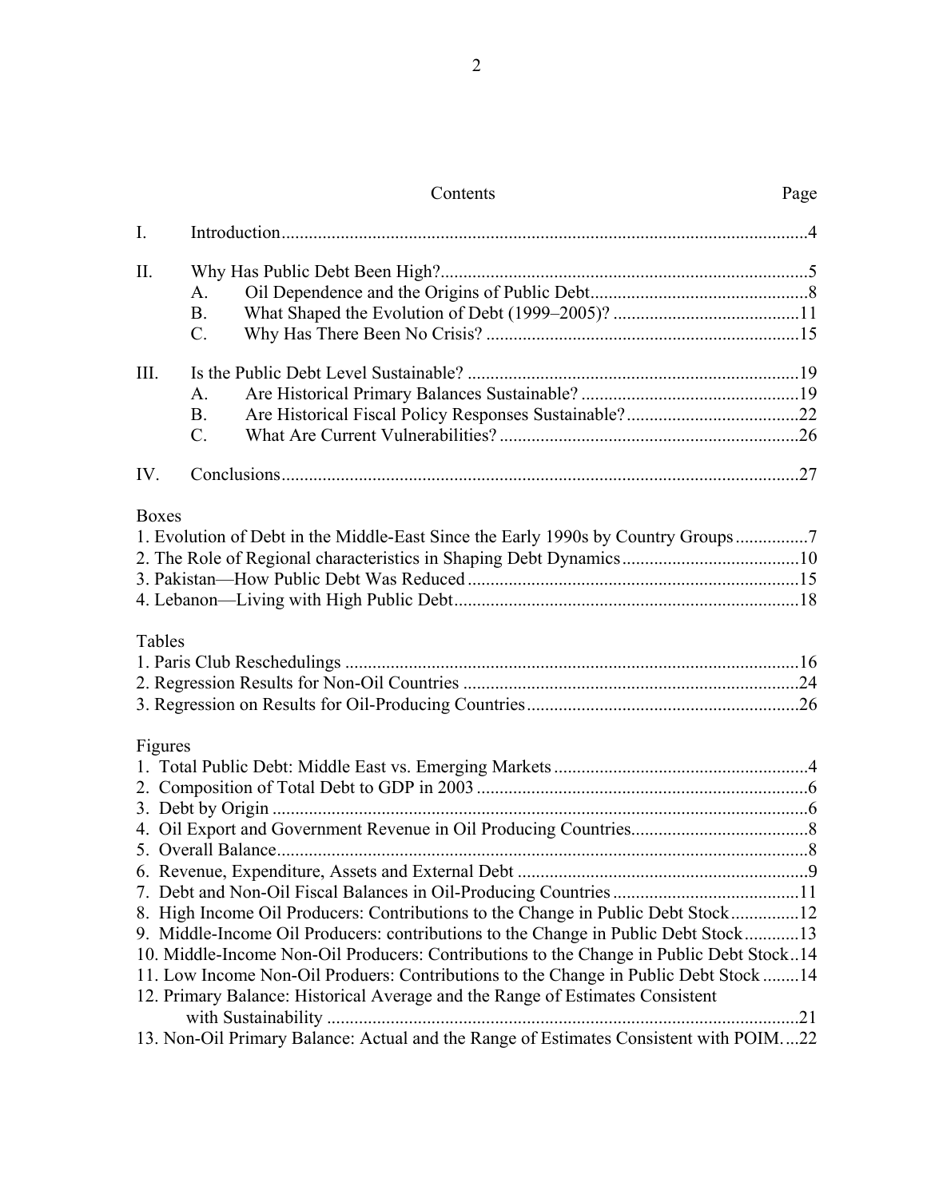Contents Page

I. Introduction....................................................................................................................4

II. Why Has Public Debt Been High?.................................................................................5
  A. Oil Dependence and the Origins of Public Debt................................................8
  B. What Shaped the Evolution of Debt (1999–2005)? .........................................11
  C. Why Has There Been No Crisis? ....................................................................15

III. Is the Public Debt Level Sustainable? .........................................................................19
  A. Are Historical Primary Balances Sustainable? ................................................19
  B. Are Historical Fiscal Policy Responses Sustainable?......................................22
  C. What Are Current Vulnerabilities? .................................................................26

IV. Conclusions.................................................................................................................27

Boxes
1. Evolution of Debt in the Middle-East Since the Early 1990s by Country Groups................7
2. The Role of Regional characteristics in Shaping Debt Dynamics.......................................10
3. Pakistan—How Public Debt Was Reduced.........................................................................15
4. Lebanon—Living with High Public Debt...........................................................................18

Tables
1. Paris Club Reschedulings ...................................................................................................16
2. Regression Results for Non-Oil Countries .........................................................................24
3. Regression on Results for Oil-Producing Countries...........................................................26

Figures
1. Total Public Debt: Middle East vs. Emerging Markets........................................................4
2. Composition of Total Debt to GDP in 2003 .........................................................................6
3. Debt by Origin ......................................................................................................................6
4. Oil Export and Government Revenue in Oil Producing Countries.......................................8
5. Overall Balance.....................................................................................................................8
6. Revenue, Expenditure, Assets and External Debt ................................................................9
7. Debt and Non-Oil Fiscal Balances in Oil-Producing Countries.........................................11
8. High Income Oil Producers: Contributions to the Change in Public Debt Stock...............12
9. Middle-Income Oil Producers: contributions to the Change in Public Debt Stock............13
10. Middle-Income Non-Oil Producers: Contributions to the Change in Public Debt Stock..14
11. Low Income Non-Oil Produers: Contributions to the Change in Public Debt Stock ........14
12. Primary Balance: Historical Average and the Range of Estimates Consistent
  with Sustainability .......................................................................................................21
13. Non-Oil Primary Balance: Actual and the Range of Estimates Consistent with POIM....22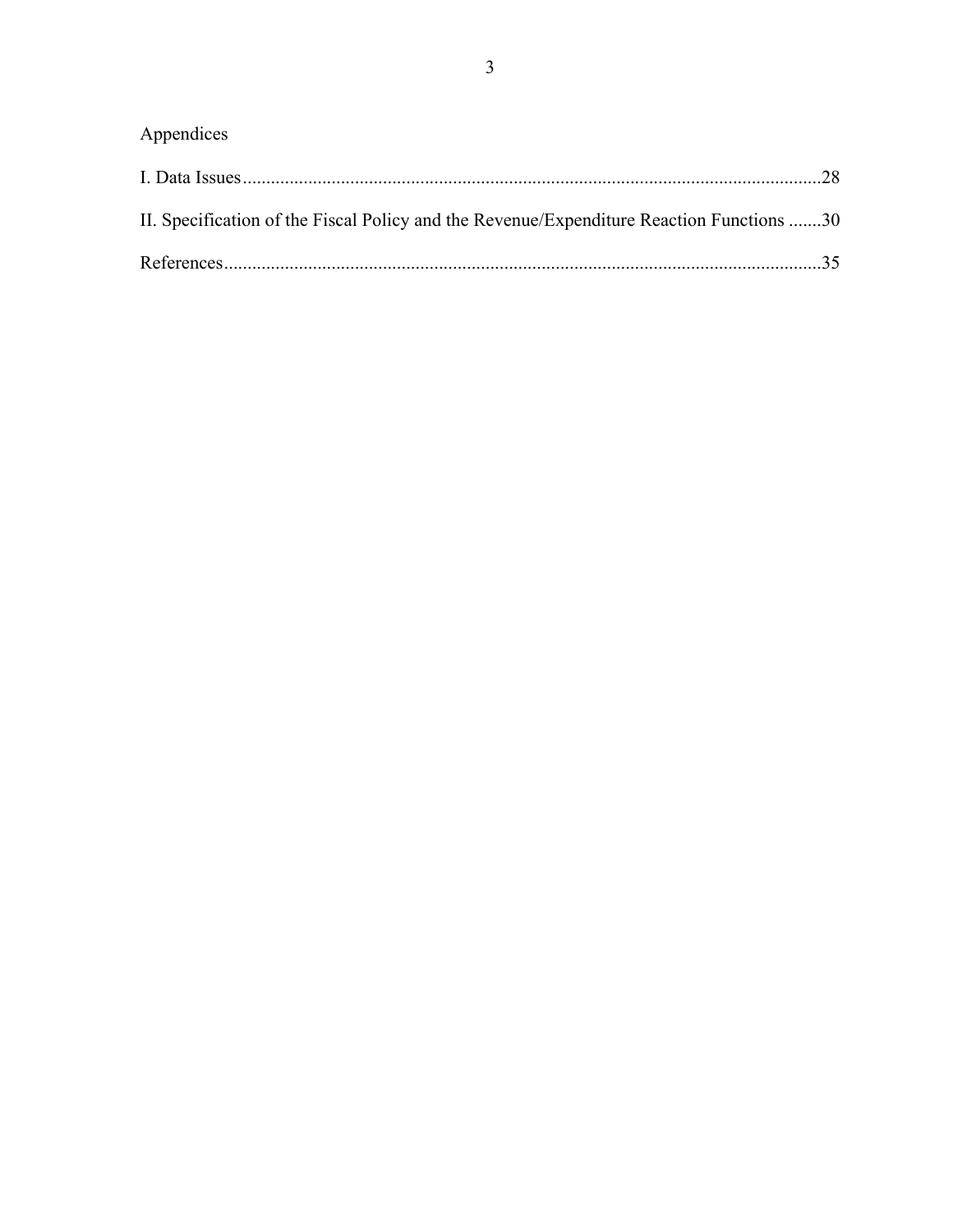Appendices

I. Data Issues........................................................................................................................28

II. Specification of the Fiscal Policy and the Revenue/Expenditure Reaction Functions .......30

References.............................................................................................................................35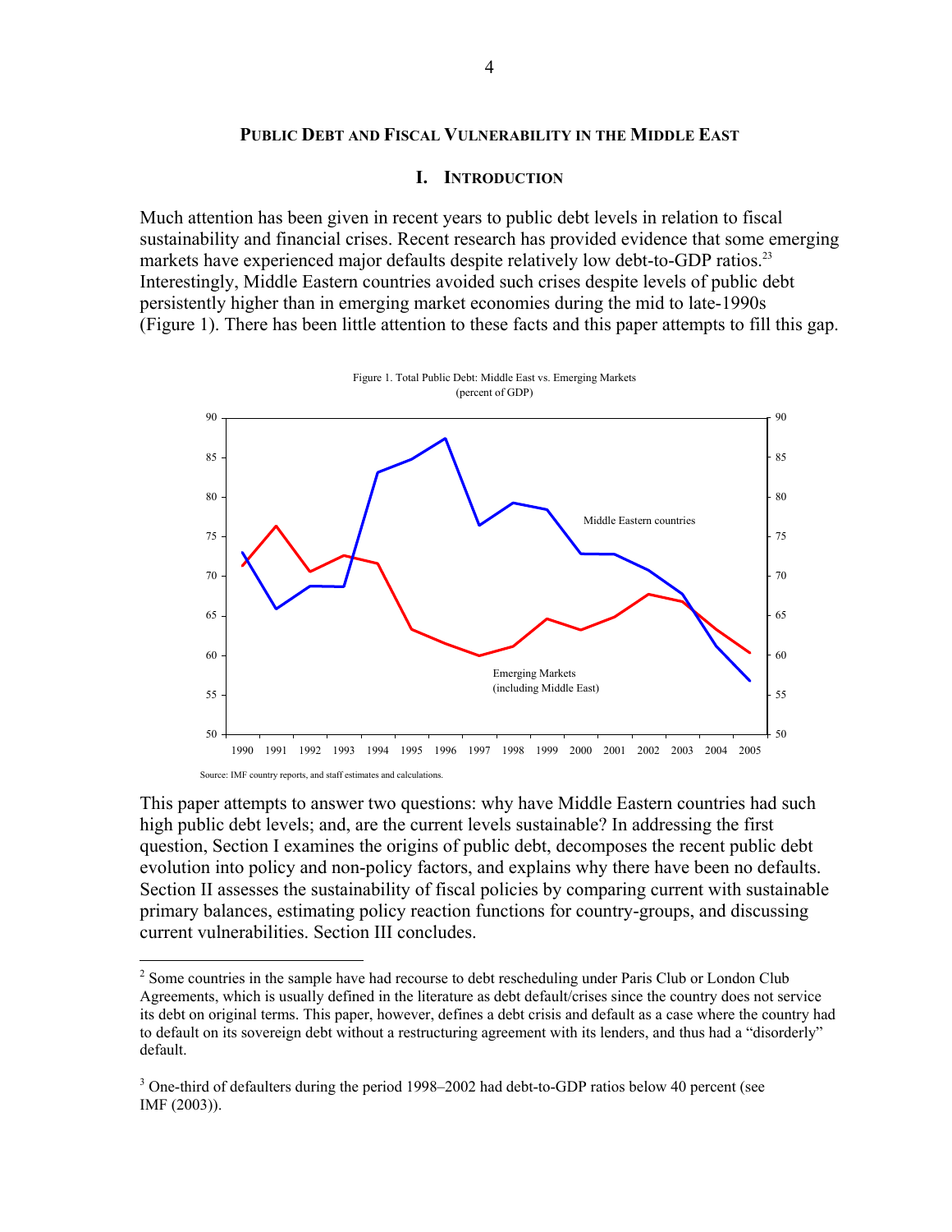## PUBLIC DEBT AND FISCAL VULNERABILITY IN THE MIDDLE EAST

### I. INTRODUCTION

Much attention has been given in recent years to public debt levels in relation to fiscal sustainability and financial crises. Recent research has provided evidence that some emerging markets have experienced major defaults despite relatively low debt-to-GDP ratios.[2,3] Interestingly, Middle Eastern countries avoided such crises despite levels of public debt persistently higher than in emerging market economies during the mid to late-1990s (Figure 1). There has been little attention to these facts and this paper attempts to fill this gap.

Figure 1. Total Public Debt: Middle East vs. Emerging Markets (percent of GDP)

Source: IMF country reports, and staff estimates and calculations.

This paper attempts to answer two questions: why have Middle Eastern countries had such high public debt levels; and, are the current levels sustainable? In addressing the first question, Section I examines the origins of public debt, decomposes the recent public debt evolution into policy and non-policy factors, and explains why there have been no defaults. Section II assesses the sustainability of fiscal policies by comparing current with sustainable primary balances, estimating policy reaction functions for country-groups, and discussing current vulnerabilities. Section III concludes.

---

[2] Some countries in the sample have had recourse to debt rescheduling under Paris Club or London Club Agreements, which is usually defined in the literature as debt default/crises since the country does not service its debt on original terms. This paper, however, defines a debt crisis and default as a case where the country had to default on its sovereign debt without a restructuring agreement with its lenders, and thus had a "disorderly" default.

[3] One-third of defaulters during the period 1998–2002 had debt-to-GDP ratios below 40 percent (see IMF (2003)).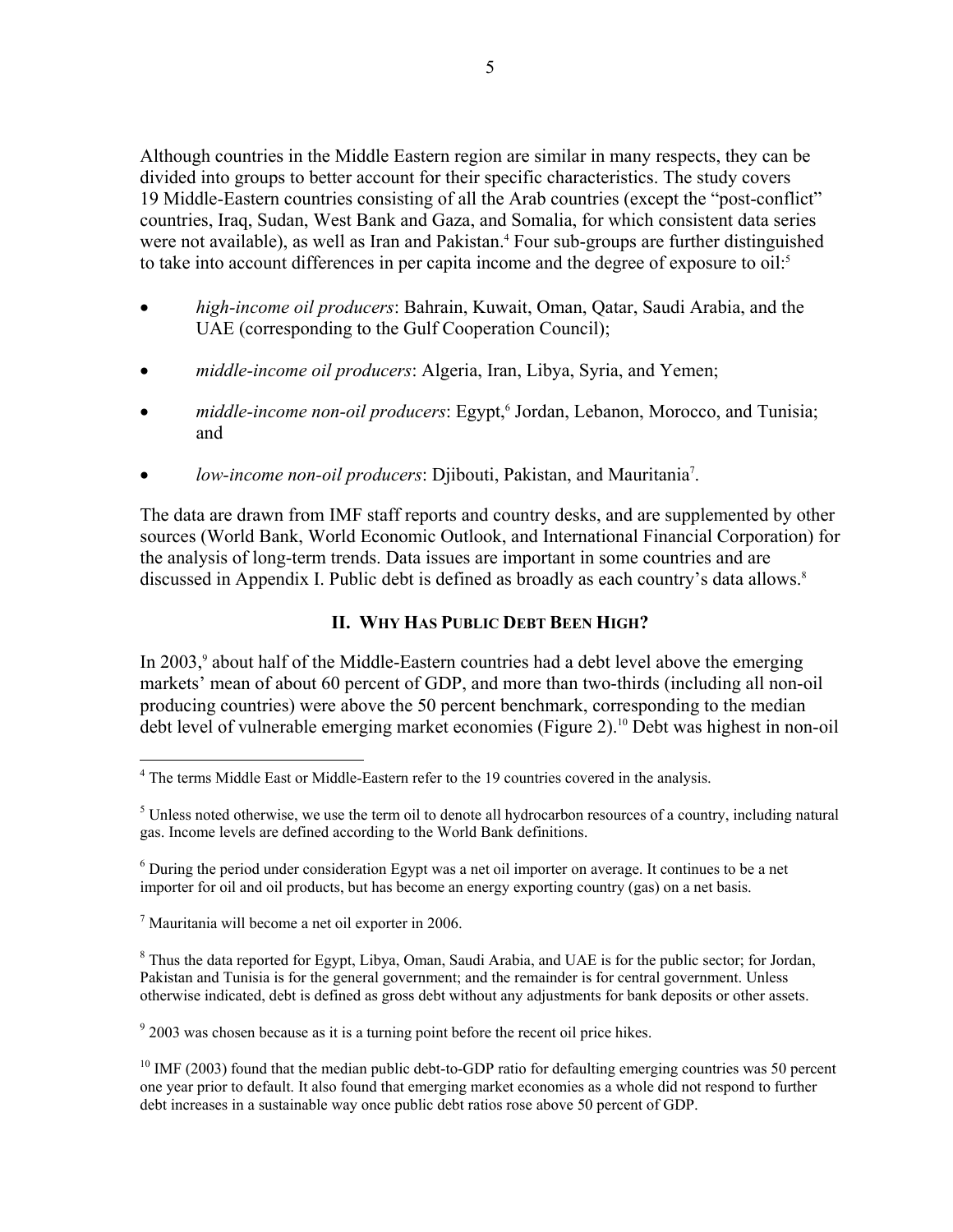Although countries in the Middle Eastern region are similar in many respects, they can be divided into groups to better account for their specific characteristics. The study covers 19 Middle-Eastern countries consisting of all the Arab countries (except the "post-conflict" countries, Iraq, Sudan, West Bank and Gaza, and Somalia, for which consistent data series were not available), as well as Iran and Pakistan.[4] Four sub-groups are further distinguished to take into account differences in per capita income and the degree of exposure to oil:[5]

- *high-income oil producers*: Bahrain, Kuwait, Oman, Qatar, Saudi Arabia, and the UAE (corresponding to the Gulf Cooperation Council);
- *middle-income oil producers*: Algeria, Iran, Libya, Syria, and Yemen;
- *middle-income non-oil producers*: Egypt,[6] Jordan, Lebanon, Morocco, and Tunisia; and
- *low-income non-oil producers*: Djibouti, Pakistan, and Mauritania[7].

The data are drawn from IMF staff reports and country desks, and are supplemented by other sources (World Bank, World Economic Outlook, and International Financial Corporation) for the analysis of long-term trends. Data issues are important in some countries and are discussed in Appendix I. Public debt is defined as broadly as each country's data allows.[8]

## II. Why Has Public Debt Been High?

In 2003,[9] about half of the Middle-Eastern countries had a debt level above the emerging markets' mean of about 60 percent of GDP, and more than two-thirds (including all non-oil producing countries) were above the 50 percent benchmark, corresponding to the median debt level of vulnerable emerging market economies (Figure 2).[10] Debt was highest in non-oil

---

[4] The terms Middle East or Middle-Eastern refer to the 19 countries covered in the analysis.

[5] Unless noted otherwise, we use the term oil to denote all hydrocarbon resources of a country, including natural gas. Income levels are defined according to the World Bank definitions.

[6] During the period under consideration Egypt was a net oil importer on average. It continues to be a net importer for oil and oil products, but has become an energy exporting country (gas) on a net basis.

[7] Mauritania will become a net oil exporter in 2006.

[8] Thus the data reported for Egypt, Libya, Oman, Saudi Arabia, and UAE is for the public sector; for Jordan, Pakistan and Tunisia is for the general government; and the remainder is for central government. Unless otherwise indicated, debt is defined as gross debt without any adjustments for bank deposits or other assets.

[9] 2003 was chosen because as it is a turning point before the recent oil price hikes.

[10] IMF (2003) found that the median public debt-to-GDP ratio for defaulting emerging countries was 50 percent one year prior to default. It also found that emerging market economies as a whole did not respond to further debt increases in a sustainable way once public debt ratios rose above 50 percent of GDP.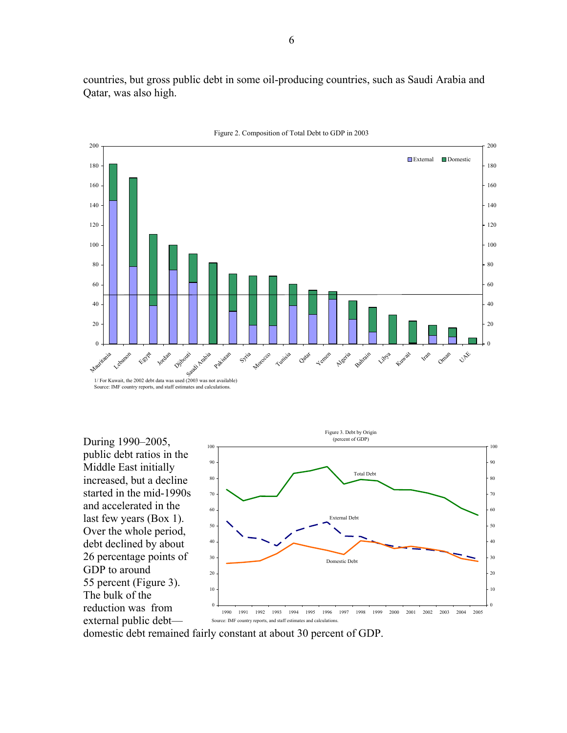countries, but gross public debt in some oil-producing countries, such as Saudi Arabia and Qatar, was also high.

Figure 2. Composition of Total Debt to GDP in 2003

1/ For Kuwait, the 2002 debt data was used (2003 was not available)
Source: IMF country reports, and staff estimates and calculations.

During 1990–2005, public debt ratios in the Middle East initially increased, but a decline started in the mid-1990s and accelerated in the last few years (Box 1). Over the whole period, debt declined by about 26 percentage points of GDP to around 55 percent (Figure 3). The bulk of the reduction was from external public debt—domestic debt remained fairly constant at about 30 percent of GDP.

Figure 3. Debt by Origin
(percent of GDP)

Source: IMF country reports, and staff estimates and calculations.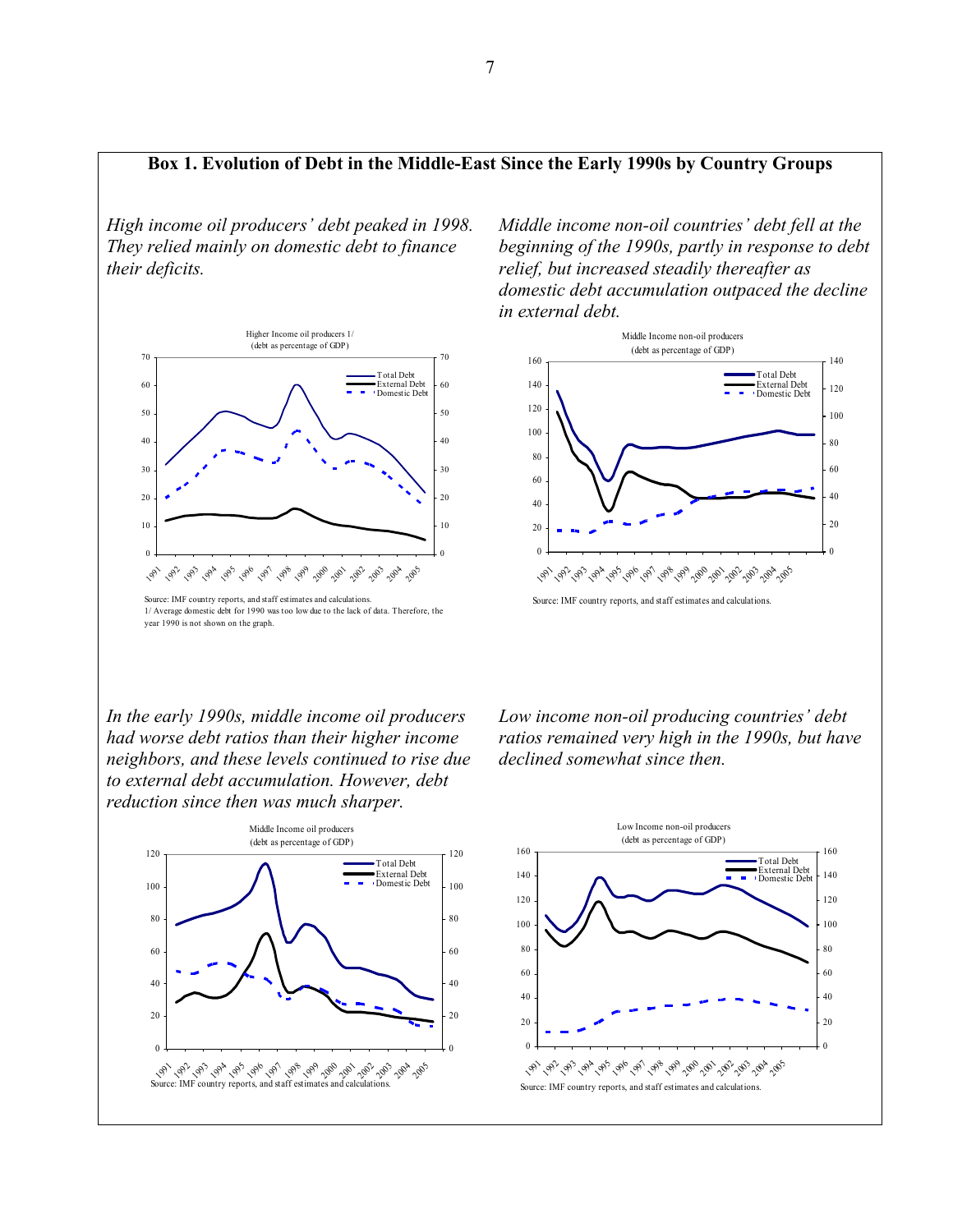## Box 1. Evolution of Debt in the Middle-East Since the Early 1990s by Country Groups

*High income oil producers' debt peaked in 1998. They relied mainly on domestic debt to finance their deficits.*

Higher Income oil producers 1/
(debt as percentage of GDP)

Source: IMF country reports, and staff estimates and calculations.
1/ Average domestic debt for 1990 was too low due to the lack of data. Therefore, the year 1990 is not shown on the graph.

*Middle income non-oil countries' debt fell at the beginning of the 1990s, partly in response to debt relief, but increased steadily thereafter as domestic debt accumulation outpaced the decline in external debt.*

Middle Income non-oil producers
(debt as percentage of GDP)

Source: IMF country reports, and staff estimates and calculations.

*In the early 1990s, middle income oil producers had worse debt ratios than their higher income neighbors, and these levels continued to rise due to external debt accumulation. However, debt reduction since then was much sharper.*

Middle Income oil producers
(debt as percentage of GDP)

Source: IMF country reports, and staff estimates and calculations.

*Low income non-oil producing countries' debt ratios remained very high in the 1990s, but have declined somewhat since then.*

Low Income non-oil producers
(debt as percentage of GDP)

Source: IMF country reports, and staff estimates and calculations.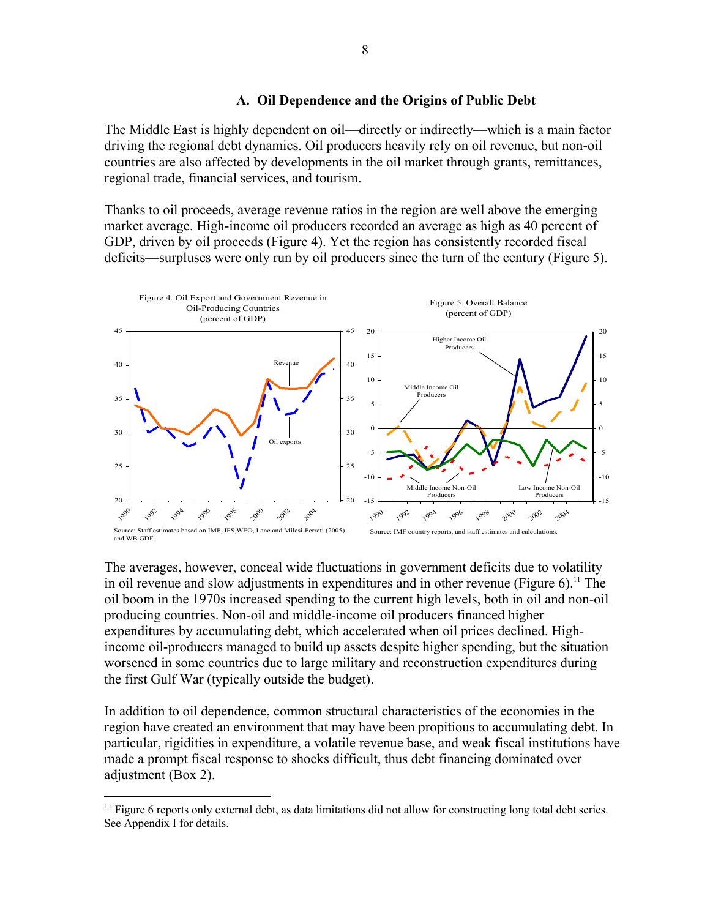### A. Oil Dependence and the Origins of Public Debt

The Middle East is highly dependent on oil—directly or indirectly—which is a main factor driving the regional debt dynamics. Oil producers heavily rely on oil revenue, but non-oil countries are also affected by developments in the oil market through grants, remittances, regional trade, financial services, and tourism.

Thanks to oil proceeds, average revenue ratios in the region are well above the emerging market average. High-income oil producers recorded an average as high as 40 percent of GDP, driven by oil proceeds (Figure 4). Yet the region has consistently recorded fiscal deficits—surpluses were only run by oil producers since the turn of the century (Figure 5).

Figure 4. Oil Export and Government Revenue in Oil-Producing Countries (percent of GDP)

Source: Staff estimates based on IMF, IFS,WEO, Lane and Milesi-Ferreti (2005) and WB GDF.

Figure 5. Overall Balance (percent of GDP)

Source: IMF country reports, and staff estimates and calculations.

The averages, however, conceal wide fluctuations in government deficits due to volatility in oil revenue and slow adjustments in expenditures and in other revenue (Figure 6).[11] The oil boom in the 1970s increased spending to the current high levels, both in oil and non-oil producing countries. Non-oil and middle-income oil producers financed higher expenditures by accumulating debt, which accelerated when oil prices declined. High-income oil-producers managed to build up assets despite higher spending, but the situation worsened in some countries due to large military and reconstruction expenditures during the first Gulf War (typically outside the budget).

In addition to oil dependence, common structural characteristics of the economies in the region have created an environment that may have been propitious to accumulating debt. In particular, rigidities in expenditure, a volatile revenue base, and weak fiscal institutions have made a prompt fiscal response to shocks difficult, thus debt financing dominated over adjustment (Box 2).

---

[11] Figure 6 reports only external debt, as data limitations did not allow for constructing long total debt series. See Appendix I for details.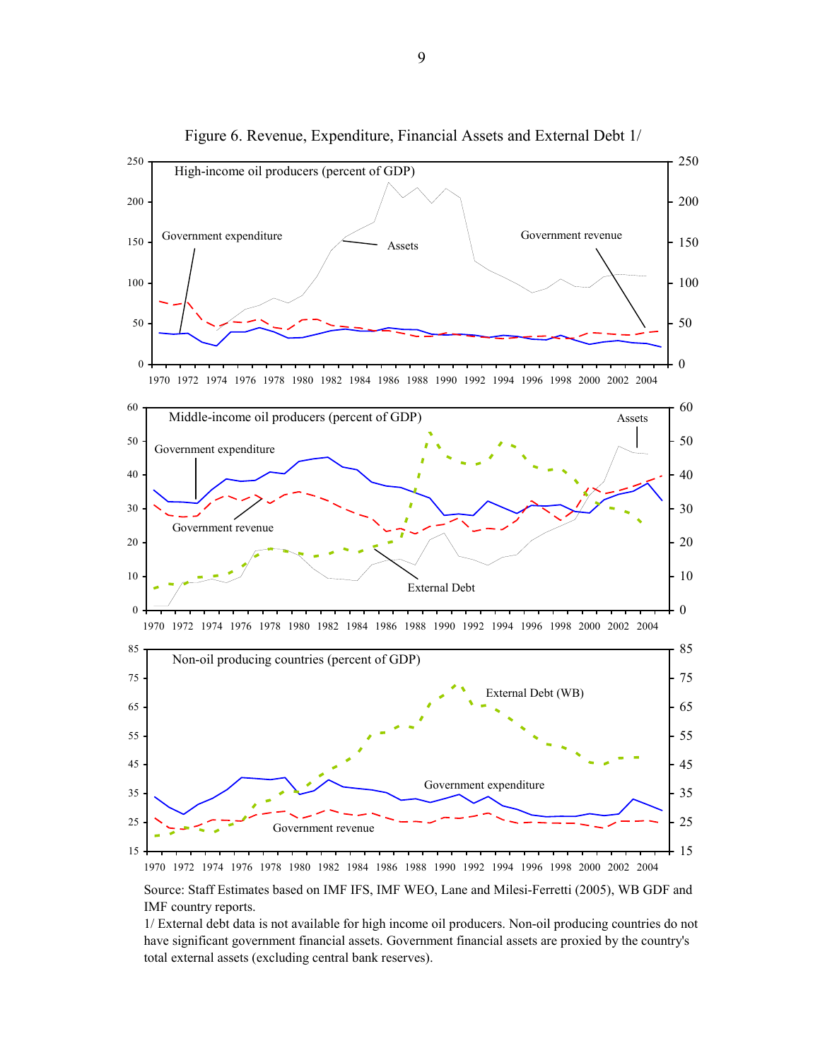Figure 6. Revenue, Expenditure, Financial Assets and External Debt 1/

High-income oil producers (percent of GDP)

Middle-income oil producers (percent of GDP)

Non-oil producing countries (percent of GDP)

Source: Staff Estimates based on IMF IFS, IMF WEO, Lane and Milesi-Ferretti (2005), WB GDF and IMF country reports.

1/ External debt data is not available for high income oil producers. Non-oil producing countries do not have significant government financial assets. Government financial assets are proxied by the country's total external assets (excluding central bank reserves).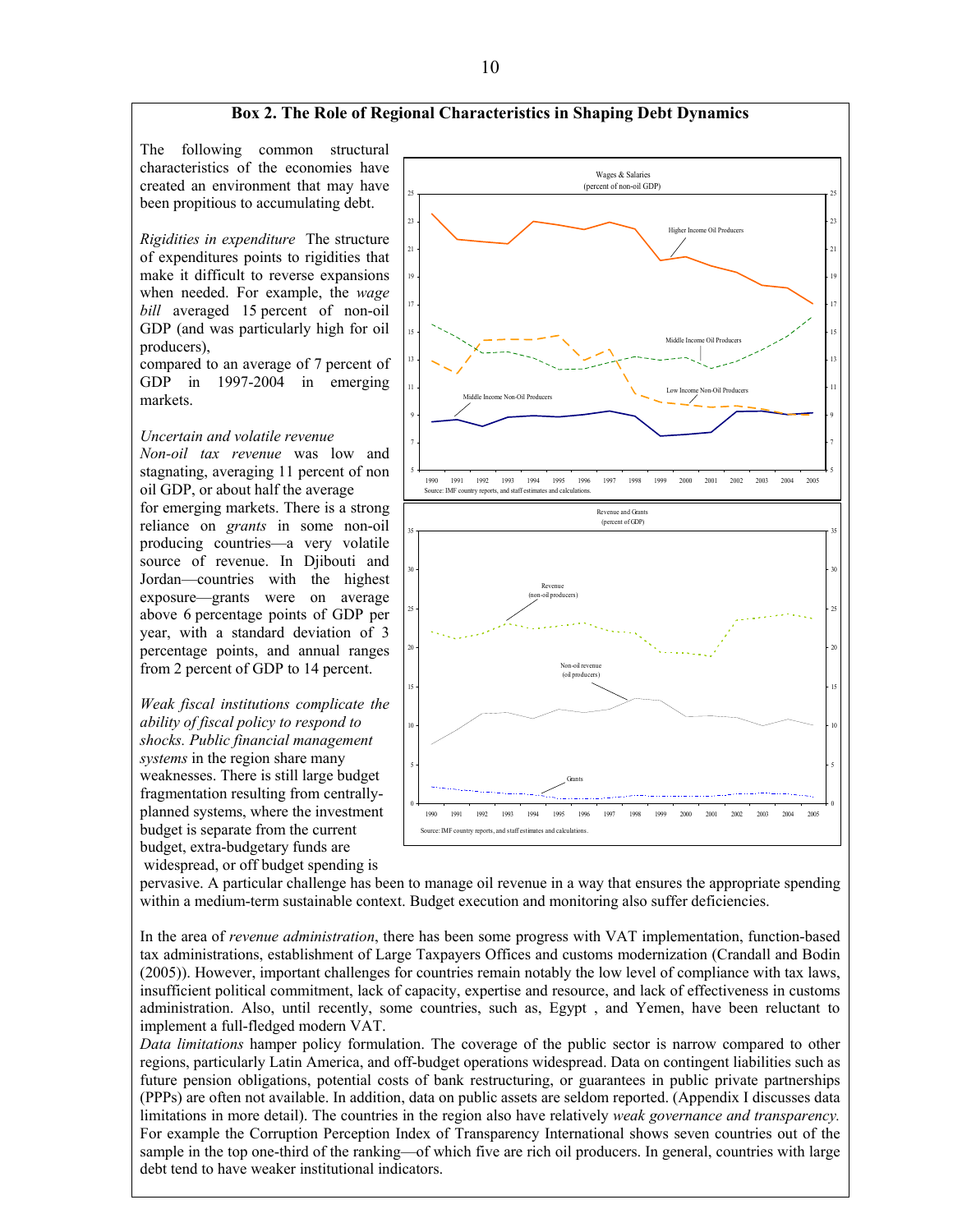**Box 2. The Role of Regional Characteristics in Shaping Debt Dynamics**

The following common structural characteristics of the economies have created an environment that may have been propitious to accumulating debt.

*Rigidities in expenditure* The structure of expenditures points to rigidities that make it difficult to reverse expansions when needed. For example, the *wage bill* averaged 15 percent of non-oil GDP (and was particularly high for oil producers), compared to an average of 7 percent of GDP in 1997-2004 in emerging markets.

*Uncertain and volatile revenue Non-oil tax revenue* was low and stagnating, averaging 11 percent of non oil GDP, or about half the average for emerging markets. There is a strong reliance on *grants* in some non-oil producing countries—a very volatile source of revenue. In Djibouti and Jordan—countries with the highest exposure—grants were on average above 6 percentage points of GDP per year, with a standard deviation of 3 percentage points, and annual ranges from 2 percent of GDP to 14 percent.

*Weak fiscal institutions complicate the ability of fiscal policy to respond to shocks. Public financial management systems* in the region share many weaknesses. There is still large budget fragmentation resulting from centrally-planned systems, where the investment budget is separate from the current budget, extra-budgetary funds are widespread, or off budget spending is pervasive. A particular challenge has been to manage oil revenue in a way that ensures the appropriate spending within a medium-term sustainable context. Budget execution and monitoring also suffer deficiencies.

Wages & Salaries (percent of non-oil GDP)

Source: IMF country reports, and staff estimates and calculations.

Revenue and Grants (percent of GDP)

Source: IMF country reports, and staff estimates and calculations.

In the area of *revenue administration*, there has been some progress with VAT implementation, function-based tax administrations, establishment of Large Taxpayers Offices and customs modernization (Crandall and Bodin (2005)). However, important challenges for countries remain notably the low level of compliance with tax laws, insufficient political commitment, lack of capacity, expertise and resource, and lack of effectiveness in customs administration. Also, until recently, some countries, such as, Egypt , and Yemen, have been reluctant to implement a full-fledged modern VAT.

*Data limitations* hamper policy formulation. The coverage of the public sector is narrow compared to other regions, particularly Latin America, and off-budget operations widespread. Data on contingent liabilities such as future pension obligations, potential costs of bank restructuring, or guarantees in public private partnerships (PPPs) are often not available. In addition, data on public assets are seldom reported. (Appendix I discusses data limitations in more detail). The countries in the region also have relatively *weak governance and transparency.* For example the Corruption Perception Index of Transparency International shows seven countries out of the sample in the top one-third of the ranking—of which five are rich oil producers. In general, countries with large debt tend to have weaker institutional indicators.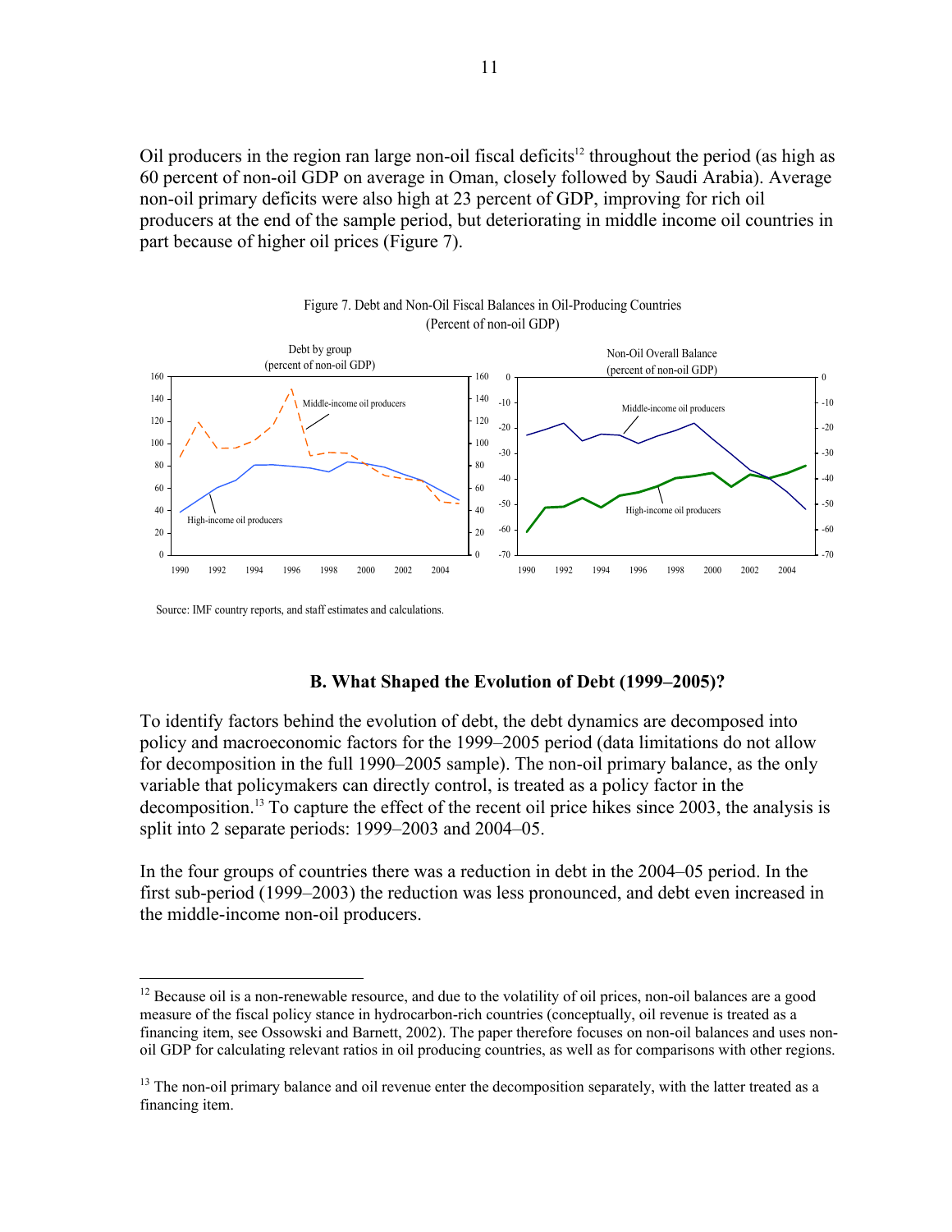Oil producers in the region ran large non-oil fiscal deficits[12] throughout the period (as high as 60 percent of non-oil GDP on average in Oman, closely followed by Saudi Arabia). Average non-oil primary deficits were also high at 23 percent of GDP, improving for rich oil producers at the end of the sample period, but deteriorating in middle income oil countries in part because of higher oil prices (Figure 7).

Figure 7. Debt and Non-Oil Fiscal Balances in Oil-Producing Countries
(Percent of non-oil GDP)

Source: IMF country reports, and staff estimates and calculations.

### B. What Shaped the Evolution of Debt (1999–2005)?

To identify factors behind the evolution of debt, the debt dynamics are decomposed into policy and macroeconomic factors for the 1999–2005 period (data limitations do not allow for decomposition in the full 1990–2005 sample). The non-oil primary balance, as the only variable that policymakers can directly control, is treated as a policy factor in the decomposition.[13] To capture the effect of the recent oil price hikes since 2003, the analysis is split into 2 separate periods: 1999–2003 and 2004–05.

In the four groups of countries there was a reduction in debt in the 2004–05 period. In the first sub-period (1999–2003) the reduction was less pronounced, and debt even increased in the middle-income non-oil producers.

---

[12] Because oil is a non-renewable resource, and due to the volatility of oil prices, non-oil balances are a good measure of the fiscal policy stance in hydrocarbon-rich countries (conceptually, oil revenue is treated as a financing item, see Ossowski and Barnett, 2002). The paper therefore focuses on non-oil balances and uses non-oil GDP for calculating relevant ratios in oil producing countries, as well as for comparisons with other regions.

[13] The non-oil primary balance and oil revenue enter the decomposition separately, with the latter treated as a financing item.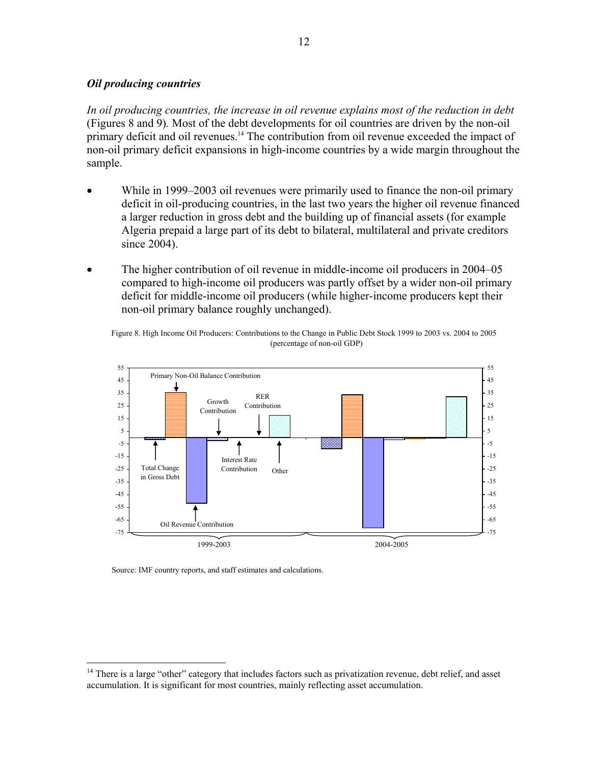### *Oil producing countries*

*In oil producing countries, the increase in oil revenue explains most of the reduction in debt* (Figures 8 and 9). Most of the debt developments for oil countries are driven by the non-oil primary deficit and oil revenues.[14] The contribution from oil revenue exceeded the impact of non-oil primary deficit expansions in high-income countries by a wide margin throughout the sample.

- While in 1999–2003 oil revenues were primarily used to finance the non-oil primary deficit in oil-producing countries, in the last two years the higher oil revenue financed a larger reduction in gross debt and the building up of financial assets (for example Algeria prepaid a large part of its debt to bilateral, multilateral and private creditors since 2004).

- The higher contribution of oil revenue in middle-income oil producers in 2004–05 compared to high-income oil producers was partly offset by a wider non-oil primary deficit for middle-income oil producers (while higher-income producers kept their non-oil primary balance roughly unchanged).

Figure 8. High Income Oil Producers: Contributions to the Change in Public Debt Stock 1999 to 2003 vs. 2004 to 2005 (percentage of non-oil GDP)

Source: IMF country reports, and staff estimates and calculations.

[14] There is a large "other" category that includes factors such as privatization revenue, debt relief, and asset accumulation. It is significant for most countries, mainly reflecting asset accumulation.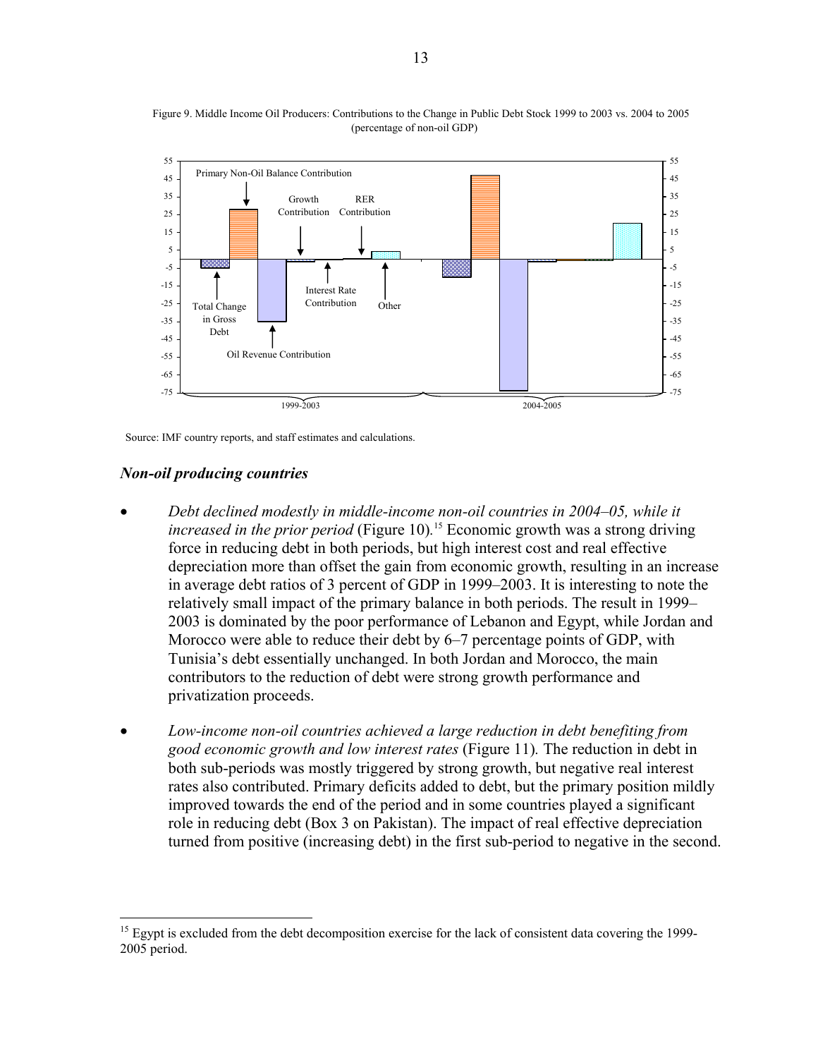Figure 9. Middle Income Oil Producers: Contributions to the Change in Public Debt Stock 1999 to 2003 vs. 2004 to 2005 (percentage of non-oil GDP)

Source: IMF country reports, and staff estimates and calculations.

### *Non-oil producing countries*

- *Debt declined modestly in middle-income non-oil countries in 2004–05, while it increased in the prior period* (Figure 10).[15] Economic growth was a strong driving force in reducing debt in both periods, but high interest cost and real effective depreciation more than offset the gain from economic growth, resulting in an increase in average debt ratios of 3 percent of GDP in 1999–2003. It is interesting to note the relatively small impact of the primary balance in both periods. The result in 1999–2003 is dominated by the poor performance of Lebanon and Egypt, while Jordan and Morocco were able to reduce their debt by 6–7 percentage points of GDP, with Tunisia's debt essentially unchanged. In both Jordan and Morocco, the main contributors to the reduction of debt were strong growth performance and privatization proceeds.

- *Low-income non-oil countries achieved a large reduction in debt benefiting from good economic growth and low interest rates* (Figure 11)*.* The reduction in debt in both sub-periods was mostly triggered by strong growth, but negative real interest rates also contributed. Primary deficits added to debt, but the primary position mildly improved towards the end of the period and in some countries played a significant role in reducing debt (Box 3 on Pakistan). The impact of real effective depreciation turned from positive (increasing debt) in the first sub-period to negative in the second.

[15] Egypt is excluded from the debt decomposition exercise for the lack of consistent data covering the 1999-2005 period.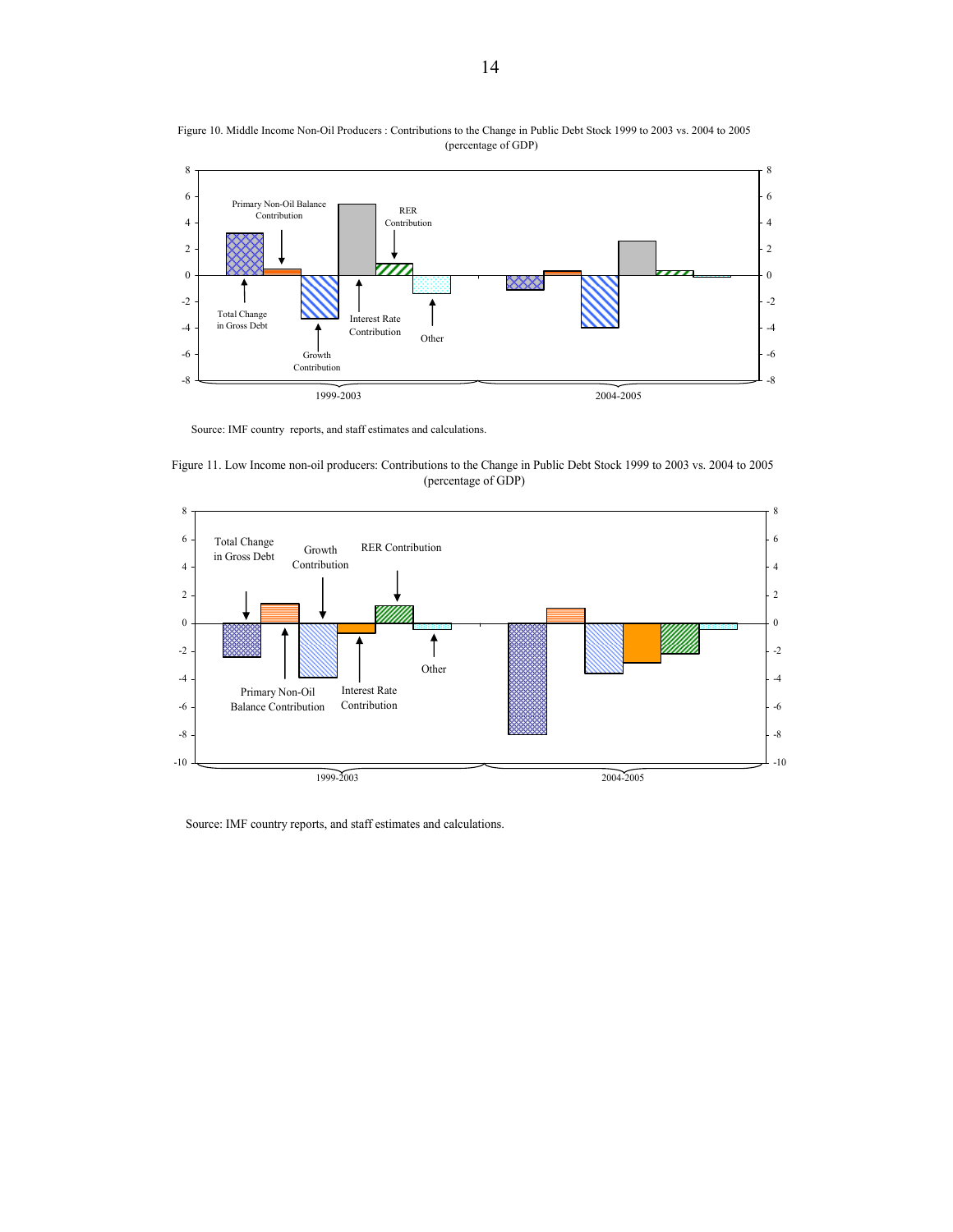Figure 10. Middle Income Non-Oil Producers : Contributions to the Change in Public Debt Stock 1999 to 2003 vs. 2004 to 2005
(percentage of GDP)

Source: IMF country reports, and staff estimates and calculations.

Figure 11. Low Income non-oil producers: Contributions to the Change in Public Debt Stock 1999 to 2003 vs. 2004 to 2005
(percentage of GDP)

Source: IMF country reports, and staff estimates and calculations.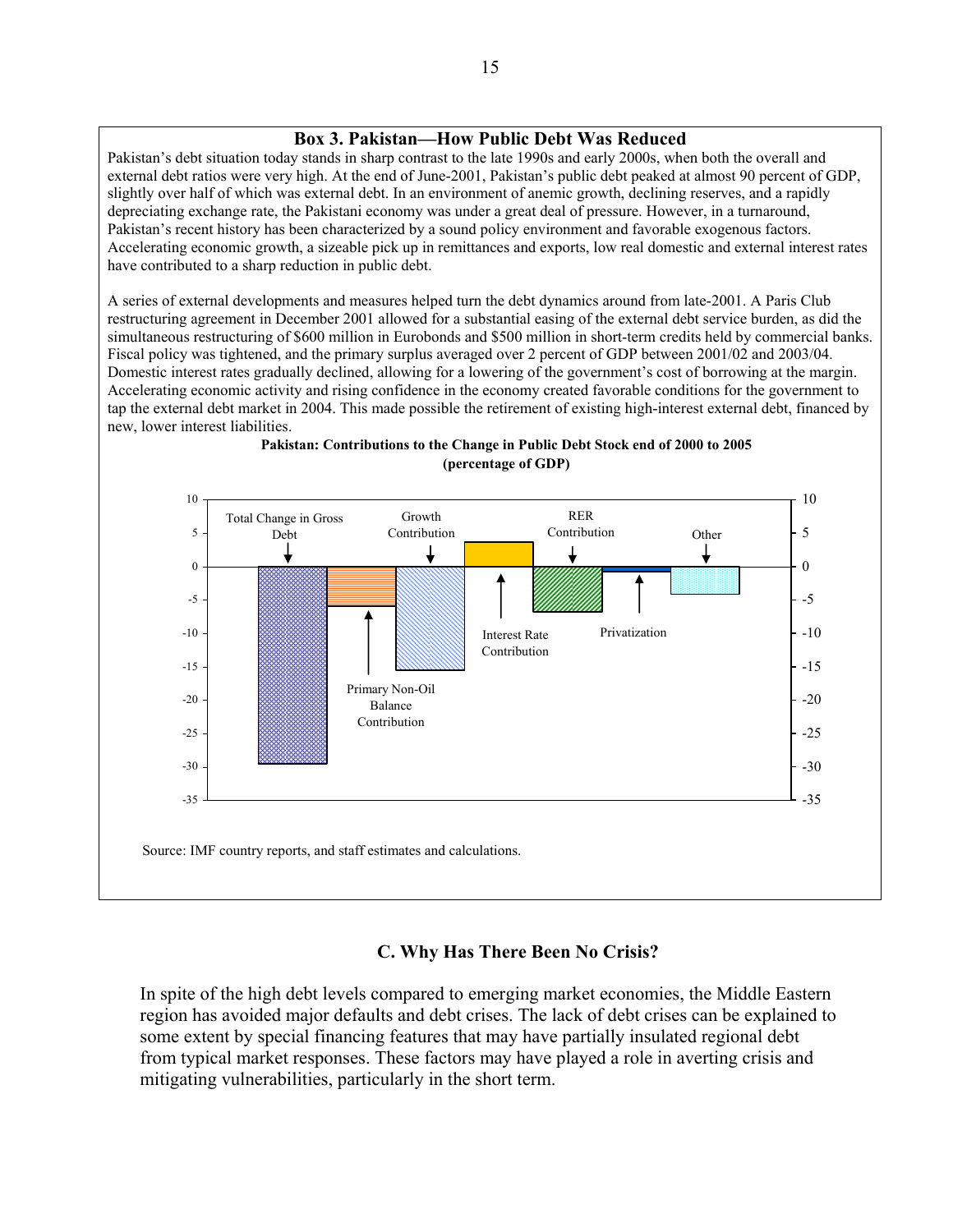### Box 3. Pakistan—How Public Debt Was Reduced

Pakistan's debt situation today stands in sharp contrast to the late 1990s and early 2000s, when both the overall and external debt ratios were very high. At the end of June-2001, Pakistan's public debt peaked at almost 90 percent of GDP, slightly over half of which was external debt. In an environment of anemic growth, declining reserves, and a rapidly depreciating exchange rate, the Pakistani economy was under a great deal of pressure. However, in a turnaround, Pakistan's recent history has been characterized by a sound policy environment and favorable exogenous factors. Accelerating economic growth, a sizeable pick up in remittances and exports, low real domestic and external interest rates have contributed to a sharp reduction in public debt.

A series of external developments and measures helped turn the debt dynamics around from late-2001. A Paris Club restructuring agreement in December 2001 allowed for a substantial easing of the external debt service burden, as did the simultaneous restructuring of $600 million in Eurobonds and $500 million in short-term credits held by commercial banks. Fiscal policy was tightened, and the primary surplus averaged over 2 percent of GDP between 2001/02 and 2003/04. Domestic interest rates gradually declined, allowing for a lowering of the government's cost of borrowing at the margin. Accelerating economic activity and rising confidence in the economy created favorable conditions for the government to tap the external debt market in 2004. This made possible the retirement of existing high-interest external debt, financed by new, lower interest liabilities.

**Pakistan: Contributions to the Change in Public Debt Stock end of 2000 to 2005 (percentage of GDP)**

| Component | Contribution (approx., % of GDP) |
|---|---|
| Total Change in Gross Debt | -29.5 |
| Primary Non-Oil Balance Contribution | -6 |
| Growth Contribution | -15.5 |
| Interest Rate Contribution | 3.7 |
| RER Contribution | -6.8 |
| Privatization | -0.8 |
| Other | -4 |

Source: IMF country reports, and staff estimates and calculations.

## C. Why Has There Been No Crisis?

In spite of the high debt levels compared to emerging market economies, the Middle Eastern region has avoided major defaults and debt crises. The lack of debt crises can be explained to some extent by special financing features that may have partially insulated regional debt from typical market responses. These factors may have played a role in averting crisis and mitigating vulnerabilities, particularly in the short term.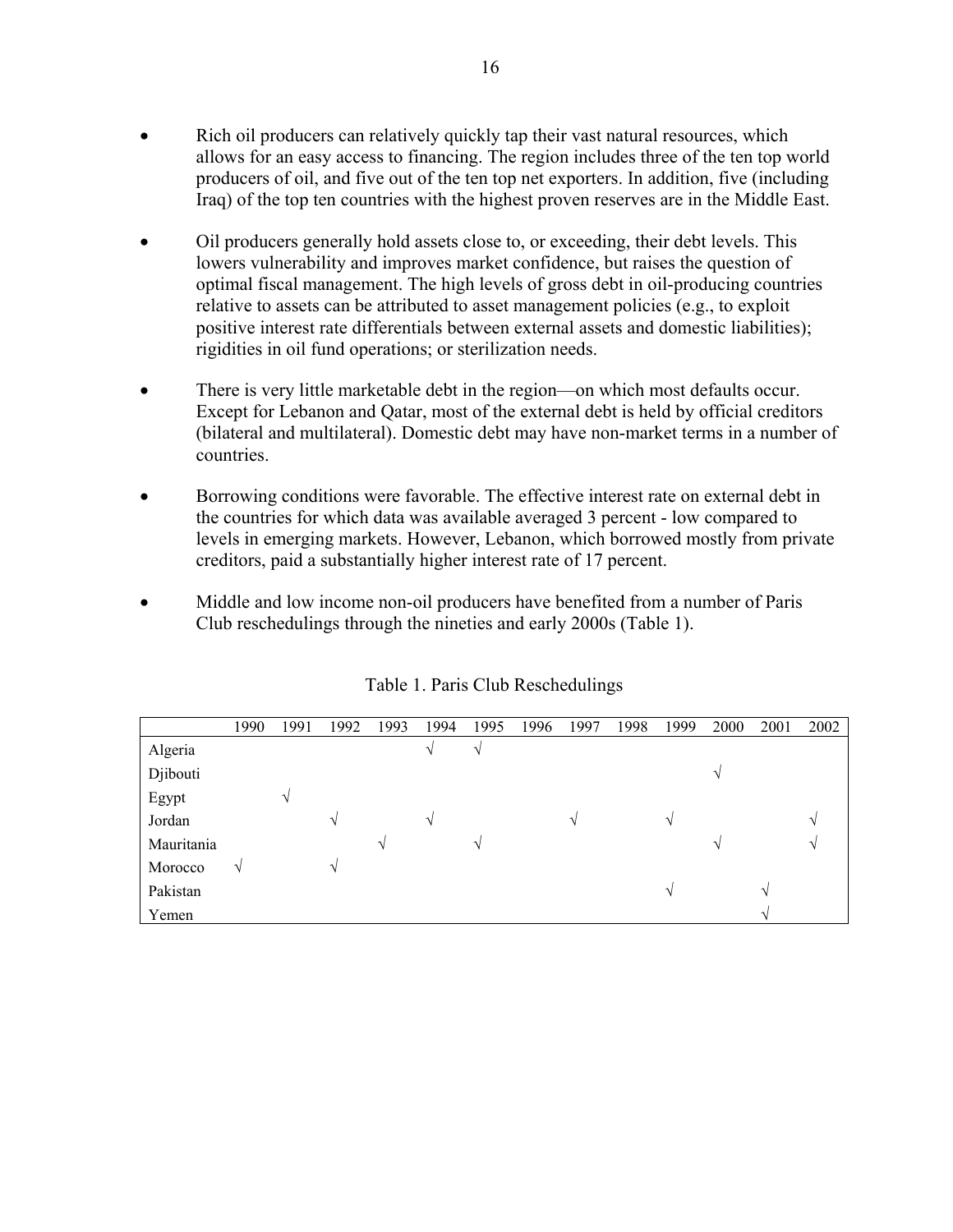- Rich oil producers can relatively quickly tap their vast natural resources, which allows for an easy access to financing. The region includes three of the ten top world producers of oil, and five out of the ten top net exporters. In addition, five (including Iraq) of the top ten countries with the highest proven reserves are in the Middle East.

- Oil producers generally hold assets close to, or exceeding, their debt levels. This lowers vulnerability and improves market confidence, but raises the question of optimal fiscal management. The high levels of gross debt in oil-producing countries relative to assets can be attributed to asset management policies (e.g., to exploit positive interest rate differentials between external assets and domestic liabilities); rigidities in oil fund operations; or sterilization needs.

- There is very little marketable debt in the region—on which most defaults occur. Except for Lebanon and Qatar, most of the external debt is held by official creditors (bilateral and multilateral). Domestic debt may have non-market terms in a number of countries.

- Borrowing conditions were favorable. The effective interest rate on external debt in the countries for which data was available averaged 3 percent - low compared to levels in emerging markets. However, Lebanon, which borrowed mostly from private creditors, paid a substantially higher interest rate of 17 percent.

- Middle and low income non-oil producers have benefited from a number of Paris Club reschedulings through the nineties and early 2000s (Table 1).

Table 1. Paris Club Reschedulings

| | 1990 | 1991 | 1992 | 1993 | 1994 | 1995 | 1996 | 1997 | 1998 | 1999 | 2000 | 2001 | 2002 |
|---|---|---|---|---|---|---|---|---|---|---|---|---|---|
| Algeria | | | | | √ | √ | | | | | | | |
| Djibouti | | | | | | | | | | | √ | | |
| Egypt | | √ | | | | | | | | | | | |
| Jordan | | | √ | | √ | | | √ | | √ | | | √ |
| Mauritania | | | | √ | | √ | | | | | √ | | √ |
| Morocco | √ | | √ | | | | | | | | | | |
| Pakistan | | | | | | | | | | √ | | √ | |
| Yemen | | | | | | | | | | | | √ | |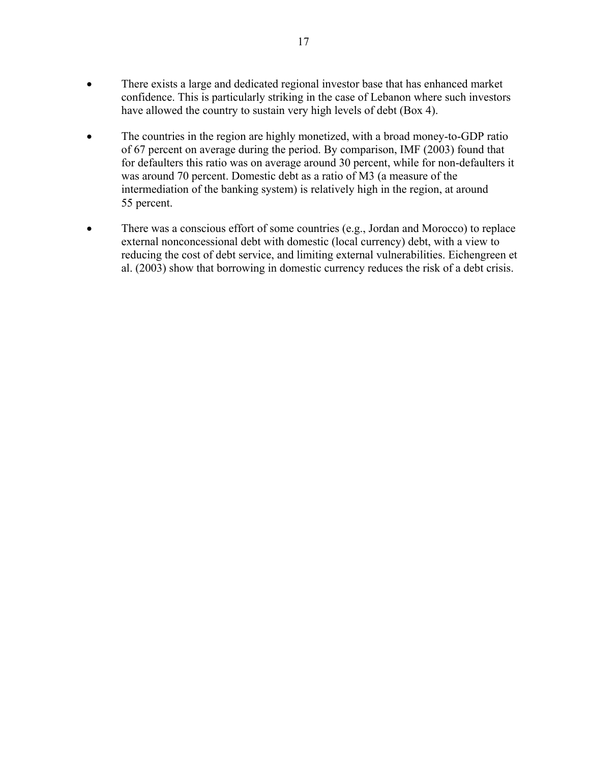- There exists a large and dedicated regional investor base that has enhanced market confidence. This is particularly striking in the case of Lebanon where such investors have allowed the country to sustain very high levels of debt (Box 4).

- The countries in the region are highly monetized, with a broad money-to-GDP ratio of 67 percent on average during the period. By comparison, IMF (2003) found that for defaulters this ratio was on average around 30 percent, while for non-defaulters it was around 70 percent. Domestic debt as a ratio of M3 (a measure of the intermediation of the banking system) is relatively high in the region, at around 55 percent.

- There was a conscious effort of some countries (e.g., Jordan and Morocco) to replace external nonconcessional debt with domestic (local currency) debt, with a view to reducing the cost of debt service, and limiting external vulnerabilities. Eichengreen et al. (2003) show that borrowing in domestic currency reduces the risk of a debt crisis.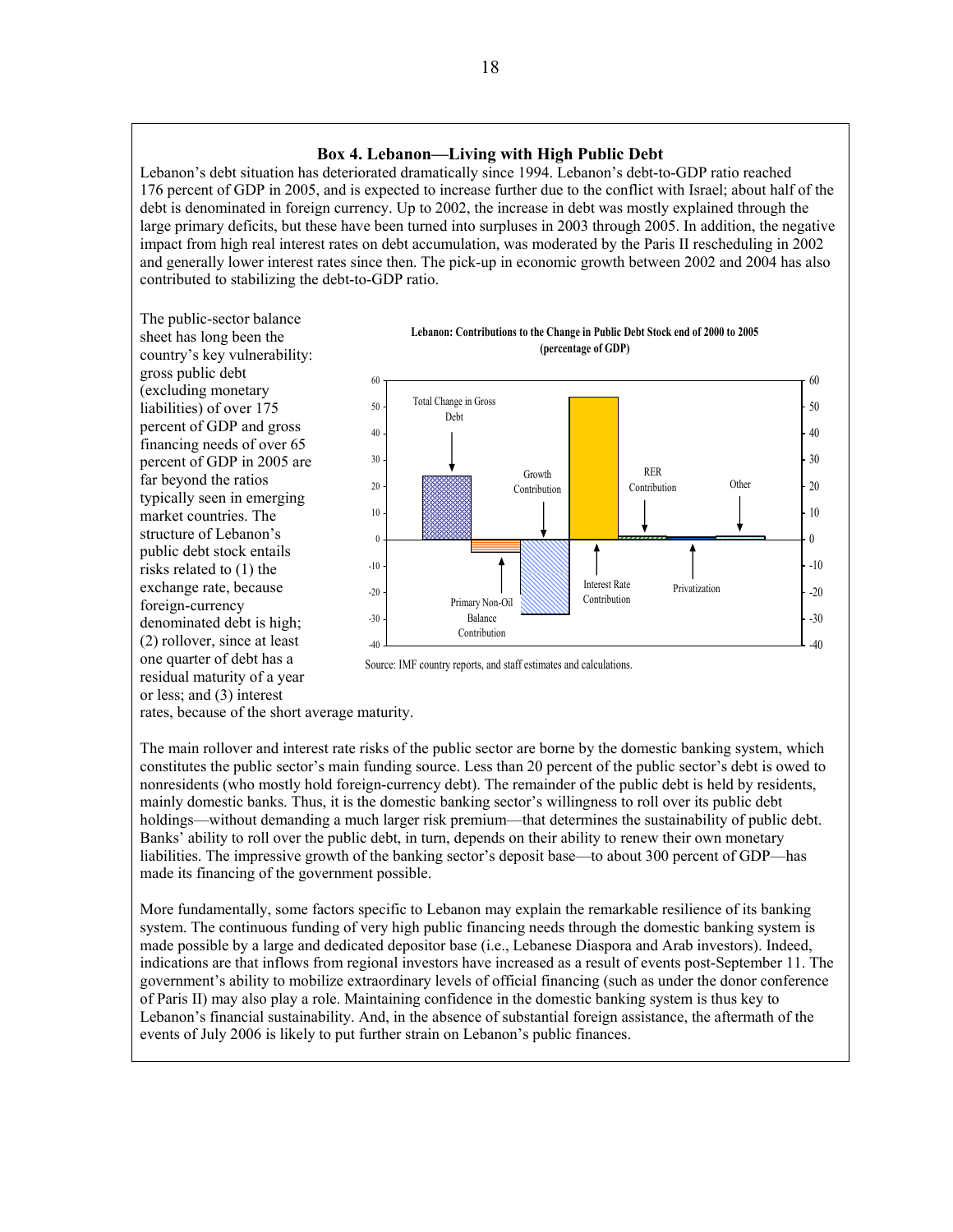### Box 4. Lebanon—Living with High Public Debt

Lebanon's debt situation has deteriorated dramatically since 1994. Lebanon's debt-to-GDP ratio reached 176 percent of GDP in 2005, and is expected to increase further due to the conflict with Israel; about half of the debt is denominated in foreign currency. Up to 2002, the increase in debt was mostly explained through the large primary deficits, but these have been turned into surpluses in 2003 through 2005. In addition, the negative impact from high real interest rates on debt accumulation, was moderated by the Paris II rescheduling in 2002 and generally lower interest rates since then. The pick-up in economic growth between 2002 and 2004 has also contributed to stabilizing the debt-to-GDP ratio.

The public-sector balance sheet has long been the country's key vulnerability: gross public debt (excluding monetary liabilities) of over 175 percent of GDP and gross financing needs of over 65 percent of GDP in 2005 are far beyond the ratios typically seen in emerging market countries. The structure of Lebanon's public debt stock entails risks related to (1) the exchange rate, because foreign-currency denominated debt is high; (2) rollover, since at least one quarter of debt has a residual maturity of a year or less; and (3) interest rates, because of the short average maturity.

**Lebanon: Contributions to the Change in Public Debt Stock end of 2000 to 2005 (percentage of GDP)**

Source: IMF country reports, and staff estimates and calculations.

The main rollover and interest rate risks of the public sector are borne by the domestic banking system, which constitutes the public sector's main funding source. Less than 20 percent of the public sector's debt is owed to nonresidents (who mostly hold foreign-currency debt). The remainder of the public debt is held by residents, mainly domestic banks. Thus, it is the domestic banking sector's willingness to roll over its public debt holdings—without demanding a much larger risk premium—that determines the sustainability of public debt. Banks' ability to roll over the public debt, in turn, depends on their ability to renew their own monetary liabilities. The impressive growth of the banking sector's deposit base—to about 300 percent of GDP—has made its financing of the government possible.

More fundamentally, some factors specific to Lebanon may explain the remarkable resilience of its banking system. The continuous funding of very high public financing needs through the domestic banking system is made possible by a large and dedicated depositor base (i.e., Lebanese Diaspora and Arab investors). Indeed, indications are that inflows from regional investors have increased as a result of events post-September 11. The government's ability to mobilize extraordinary levels of official financing (such as under the donor conference of Paris II) may also play a role. Maintaining confidence in the domestic banking system is thus key to Lebanon's financial sustainability. And, in the absence of substantial foreign assistance, the aftermath of the events of July 2006 is likely to put further strain on Lebanon's public finances.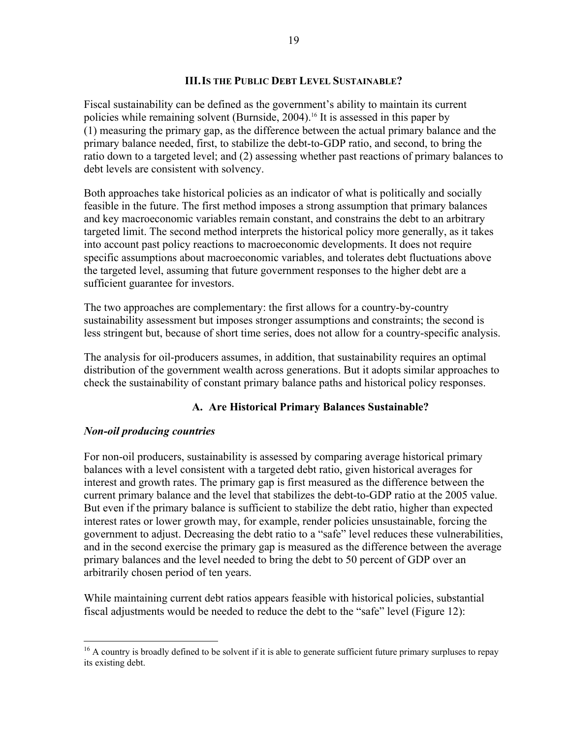## III. IS THE PUBLIC DEBT LEVEL SUSTAINABLE?

Fiscal sustainability can be defined as the government's ability to maintain its current policies while remaining solvent (Burnside, 2004).[16] It is assessed in this paper by (1) measuring the primary gap, as the difference between the actual primary balance and the primary balance needed, first, to stabilize the debt-to-GDP ratio, and second, to bring the ratio down to a targeted level; and (2) assessing whether past reactions of primary balances to debt levels are consistent with solvency.

Both approaches take historical policies as an indicator of what is politically and socially feasible in the future. The first method imposes a strong assumption that primary balances and key macroeconomic variables remain constant, and constrains the debt to an arbitrary targeted limit. The second method interprets the historical policy more generally, as it takes into account past policy reactions to macroeconomic developments. It does not require specific assumptions about macroeconomic variables, and tolerates debt fluctuations above the targeted level, assuming that future government responses to the higher debt are a sufficient guarantee for investors.

The two approaches are complementary: the first allows for a country-by-country sustainability assessment but imposes stronger assumptions and constraints; the second is less stringent but, because of short time series, does not allow for a country-specific analysis.

The analysis for oil-producers assumes, in addition, that sustainability requires an optimal distribution of the government wealth across generations. But it adopts similar approaches to check the sustainability of constant primary balance paths and historical policy responses.

### A. Are Historical Primary Balances Sustainable?

***Non-oil producing countries***

For non-oil producers, sustainability is assessed by comparing average historical primary balances with a level consistent with a targeted debt ratio, given historical averages for interest and growth rates. The primary gap is first measured as the difference between the current primary balance and the level that stabilizes the debt-to-GDP ratio at the 2005 value. But even if the primary balance is sufficient to stabilize the debt ratio, higher than expected interest rates or lower growth may, for example, render policies unsustainable, forcing the government to adjust. Decreasing the debt ratio to a "safe" level reduces these vulnerabilities, and in the second exercise the primary gap is measured as the difference between the average primary balances and the level needed to bring the debt to 50 percent of GDP over an arbitrarily chosen period of ten years.

While maintaining current debt ratios appears feasible with historical policies, substantial fiscal adjustments would be needed to reduce the debt to the "safe" level (Figure 12):

[16] A country is broadly defined to be solvent if it is able to generate sufficient future primary surpluses to repay its existing debt.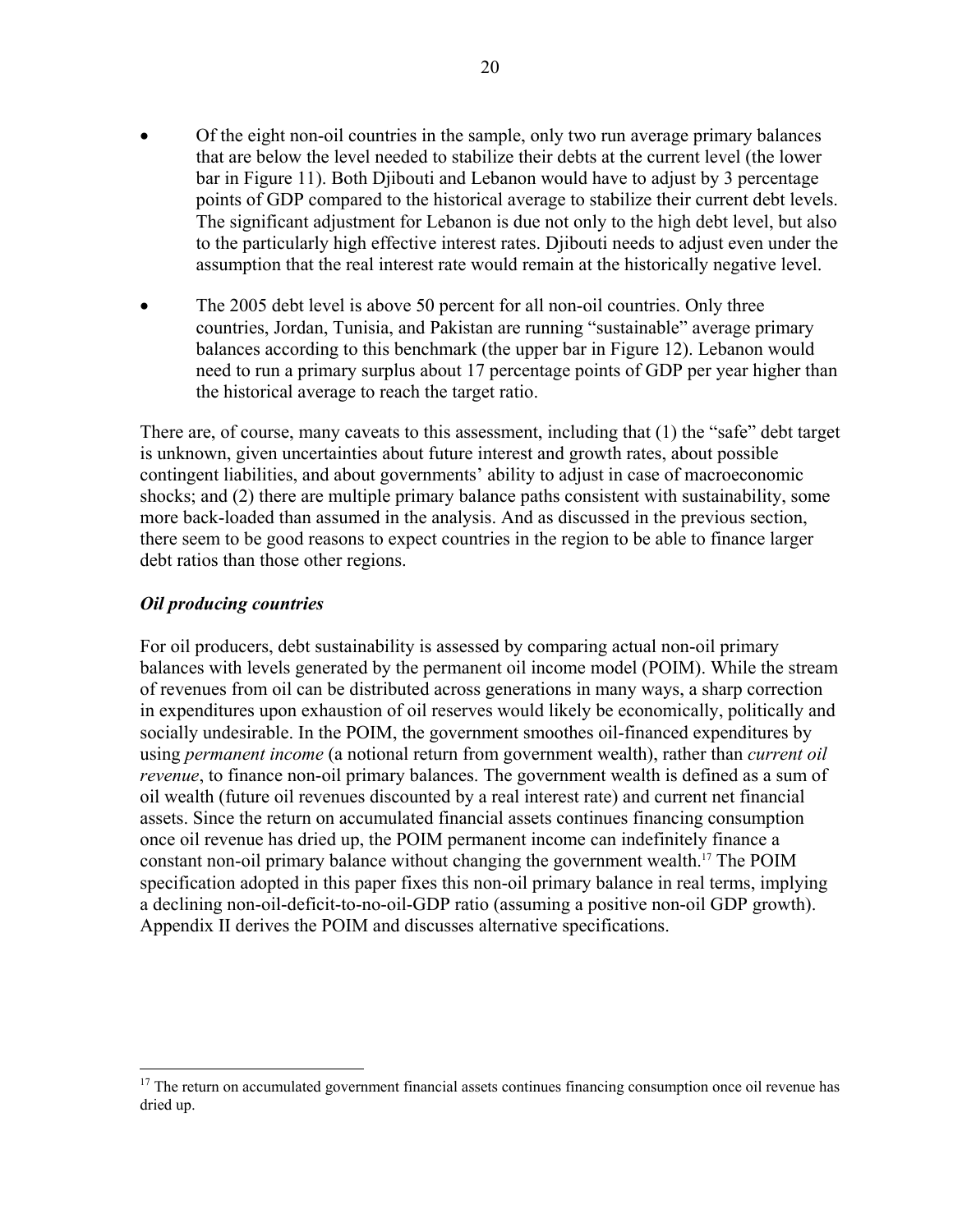- Of the eight non-oil countries in the sample, only two run average primary balances that are below the level needed to stabilize their debts at the current level (the lower bar in Figure 11). Both Djibouti and Lebanon would have to adjust by 3 percentage points of GDP compared to the historical average to stabilize their current debt levels. The significant adjustment for Lebanon is due not only to the high debt level, but also to the particularly high effective interest rates. Djibouti needs to adjust even under the assumption that the real interest rate would remain at the historically negative level.

- The 2005 debt level is above 50 percent for all non-oil countries. Only three countries, Jordan, Tunisia, and Pakistan are running "sustainable" average primary balances according to this benchmark (the upper bar in Figure 12). Lebanon would need to run a primary surplus about 17 percentage points of GDP per year higher than the historical average to reach the target ratio.

There are, of course, many caveats to this assessment, including that (1) the "safe" debt target is unknown, given uncertainties about future interest and growth rates, about possible contingent liabilities, and about governments' ability to adjust in case of macroeconomic shocks; and (2) there are multiple primary balance paths consistent with sustainability, some more back-loaded than assumed in the analysis. And as discussed in the previous section, there seem to be good reasons to expect countries in the region to be able to finance larger debt ratios than those other regions.

### *Oil producing countries*

For oil producers, debt sustainability is assessed by comparing actual non-oil primary balances with levels generated by the permanent oil income model (POIM). While the stream of revenues from oil can be distributed across generations in many ways, a sharp correction in expenditures upon exhaustion of oil reserves would likely be economically, politically and socially undesirable. In the POIM, the government smoothes oil-financed expenditures by using *permanent income* (a notional return from government wealth), rather than *current oil revenue*, to finance non-oil primary balances. The government wealth is defined as a sum of oil wealth (future oil revenues discounted by a real interest rate) and current net financial assets. Since the return on accumulated financial assets continues financing consumption once oil revenue has dried up, the POIM permanent income can indefinitely finance a constant non-oil primary balance without changing the government wealth.[17] The POIM specification adopted in this paper fixes this non-oil primary balance in real terms, implying a declining non-oil-deficit-to-no-oil-GDP ratio (assuming a positive non-oil GDP growth). Appendix II derives the POIM and discusses alternative specifications.

---

[17] The return on accumulated government financial assets continues financing consumption once oil revenue has dried up.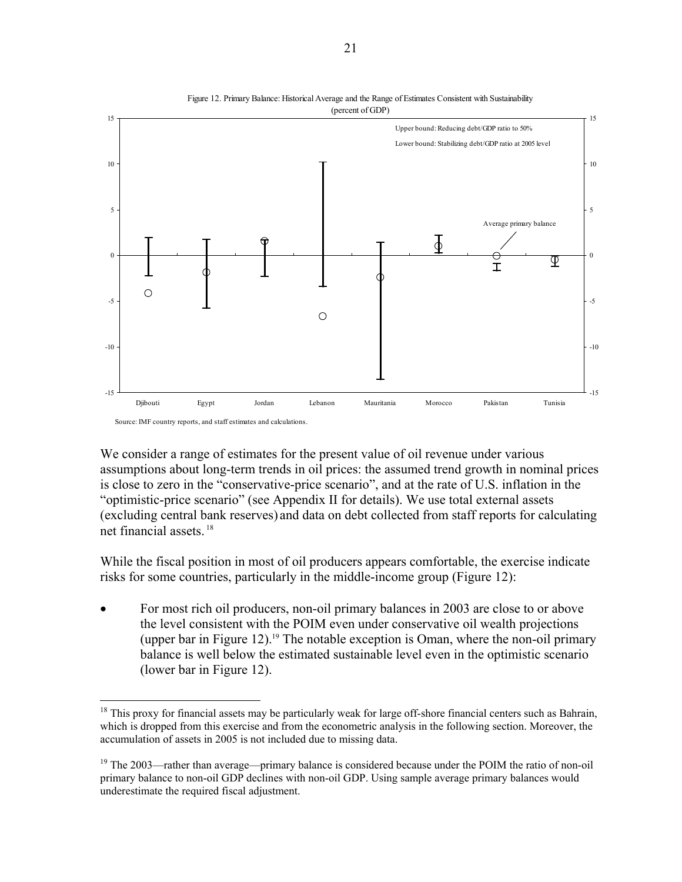Figure 12. Primary Balance: Historical Average and the Range of Estimates Consistent with Sustainability (percent of GDP)

Upper bound: Reducing debt/GDP ratio to 50%

Lower bound: Stabilizing debt/GDP ratio at 2005 level

Average primary balance

Source: IMF country reports, and staff estimates and calculations.

We consider a range of estimates for the present value of oil revenue under various assumptions about long-term trends in oil prices: the assumed trend growth in nominal prices is close to zero in the "conservative-price scenario", and at the rate of U.S. inflation in the "optimistic-price scenario" (see Appendix II for details). We use total external assets (excluding central bank reserves) and data on debt collected from staff reports for calculating net financial assets.[18]

While the fiscal position in most of oil producers appears comfortable, the exercise indicate risks for some countries, particularly in the middle-income group (Figure 12):

- For most rich oil producers, non-oil primary balances in 2003 are close to or above the level consistent with the POIM even under conservative oil wealth projections (upper bar in Figure 12).[19] The notable exception is Oman, where the non-oil primary balance is well below the estimated sustainable level even in the optimistic scenario (lower bar in Figure 12).

[18] This proxy for financial assets may be particularly weak for large off-shore financial centers such as Bahrain, which is dropped from this exercise and from the econometric analysis in the following section. Moreover, the accumulation of assets in 2005 is not included due to missing data.

[19] The 2003—rather than average—primary balance is considered because under the POIM the ratio of non-oil primary balance to non-oil GDP declines with non-oil GDP. Using sample average primary balances would underestimate the required fiscal adjustment.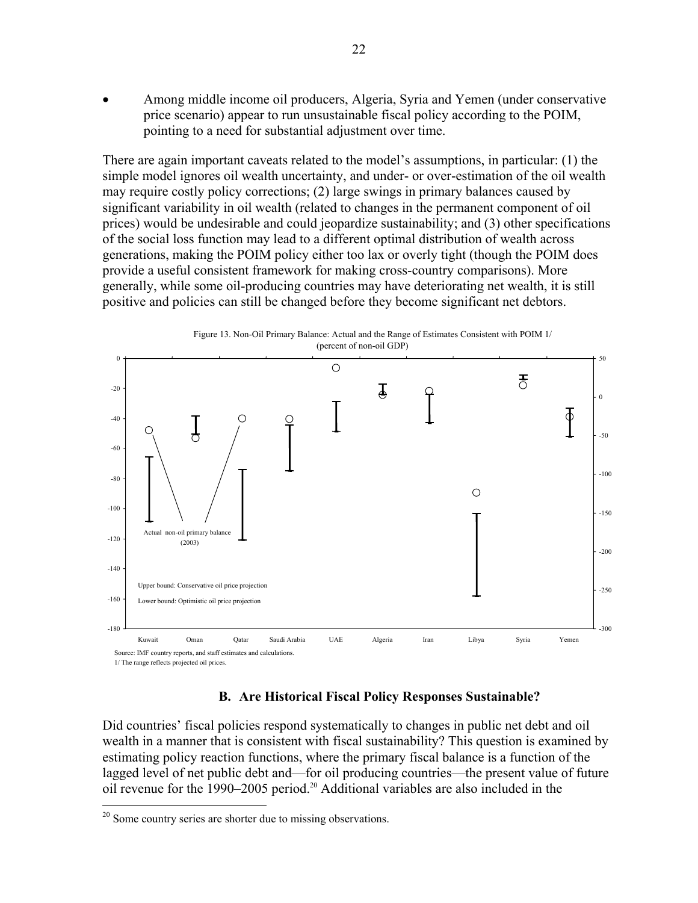- Among middle income oil producers, Algeria, Syria and Yemen (under conservative price scenario) appear to run unsustainable fiscal policy according to the POIM, pointing to a need for substantial adjustment over time.

There are again important caveats related to the model's assumptions, in particular: (1) the simple model ignores oil wealth uncertainty, and under- or over-estimation of the oil wealth may require costly policy corrections; (2) large swings in primary balances caused by significant variability in oil wealth (related to changes in the permanent component of oil prices) would be undesirable and could jeopardize sustainability; and (3) other specifications of the social loss function may lead to a different optimal distribution of wealth across generations, making the POIM policy either too lax or overly tight (though the POIM does provide a useful consistent framework for making cross-country comparisons). More generally, while some oil-producing countries may have deteriorating net wealth, it is still positive and policies can still be changed before they become significant net debtors.

Figure 13. Non-Oil Primary Balance: Actual and the Range of Estimates Consistent with POIM 1/
(percent of non-oil GDP)

Actual non-oil primary balance (2003)

Upper bound: Conservative oil price projection

Lower bound: Optimistic oil price projection

Kuwait, Oman, Qatar, Saudi Arabia, UAE, Algeria, Iran, Libya, Syria, Yemen

Source: IMF country reports, and staff estimates and calculations.
1/ The range reflects projected oil prices.

## B. Are Historical Fiscal Policy Responses Sustainable?

Did countries' fiscal policies respond systematically to changes in public net debt and oil wealth in a manner that is consistent with fiscal sustainability? This question is examined by estimating policy reaction functions, where the primary fiscal balance is a function of the lagged level of net public debt and—for oil producing countries—the present value of future oil revenue for the 1990–2005 period.[20] Additional variables are also included in the

[20] Some country series are shorter due to missing observations.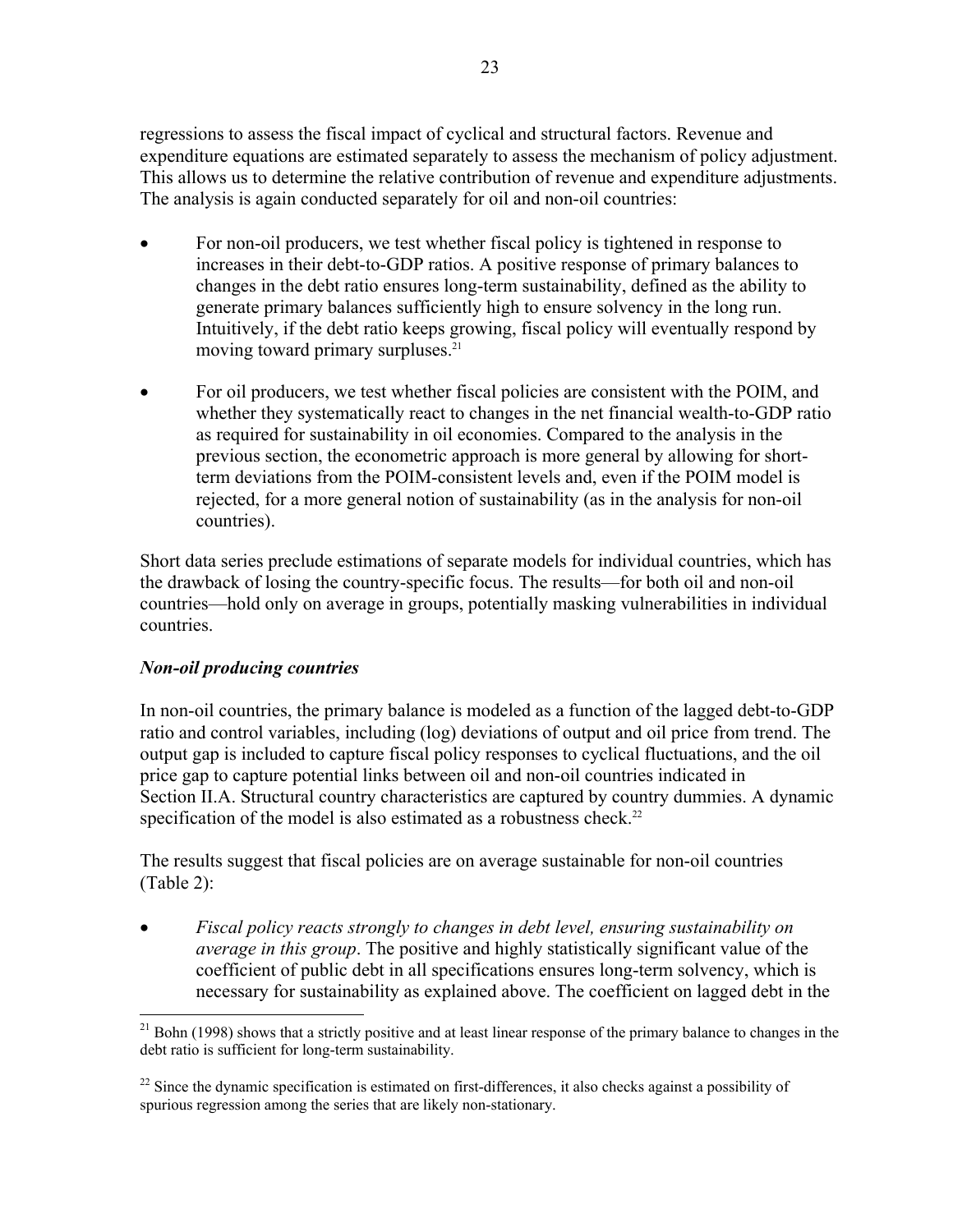regressions to assess the fiscal impact of cyclical and structural factors. Revenue and expenditure equations are estimated separately to assess the mechanism of policy adjustment. This allows us to determine the relative contribution of revenue and expenditure adjustments. The analysis is again conducted separately for oil and non-oil countries:

- For non-oil producers, we test whether fiscal policy is tightened in response to increases in their debt-to-GDP ratios. A positive response of primary balances to changes in the debt ratio ensures long-term sustainability, defined as the ability to generate primary balances sufficiently high to ensure solvency in the long run. Intuitively, if the debt ratio keeps growing, fiscal policy will eventually respond by moving toward primary surpluses.[21]

- For oil producers, we test whether fiscal policies are consistent with the POIM, and whether they systematically react to changes in the net financial wealth-to-GDP ratio as required for sustainability in oil economies. Compared to the analysis in the previous section, the econometric approach is more general by allowing for short-term deviations from the POIM-consistent levels and, even if the POIM model is rejected, for a more general notion of sustainability (as in the analysis for non-oil countries).

Short data series preclude estimations of separate models for individual countries, which has the drawback of losing the country-specific focus. The results—for both oil and non-oil countries—hold only on average in groups, potentially masking vulnerabilities in individual countries.

### *Non-oil producing countries*

In non-oil countries, the primary balance is modeled as a function of the lagged debt-to-GDP ratio and control variables, including (log) deviations of output and oil price from trend. The output gap is included to capture fiscal policy responses to cyclical fluctuations, and the oil price gap to capture potential links between oil and non-oil countries indicated in Section II.A. Structural country characteristics are captured by country dummies. A dynamic specification of the model is also estimated as a robustness check.[22]

The results suggest that fiscal policies are on average sustainable for non-oil countries (Table 2):

- *Fiscal policy reacts strongly to changes in debt level, ensuring sustainability on average in this group*. The positive and highly statistically significant value of the coefficient of public debt in all specifications ensures long-term solvency, which is necessary for sustainability as explained above. The coefficient on lagged debt in the

---

[21] Bohn (1998) shows that a strictly positive and at least linear response of the primary balance to changes in the debt ratio is sufficient for long-term sustainability.

[22] Since the dynamic specification is estimated on first-differences, it also checks against a possibility of spurious regression among the series that are likely non-stationary.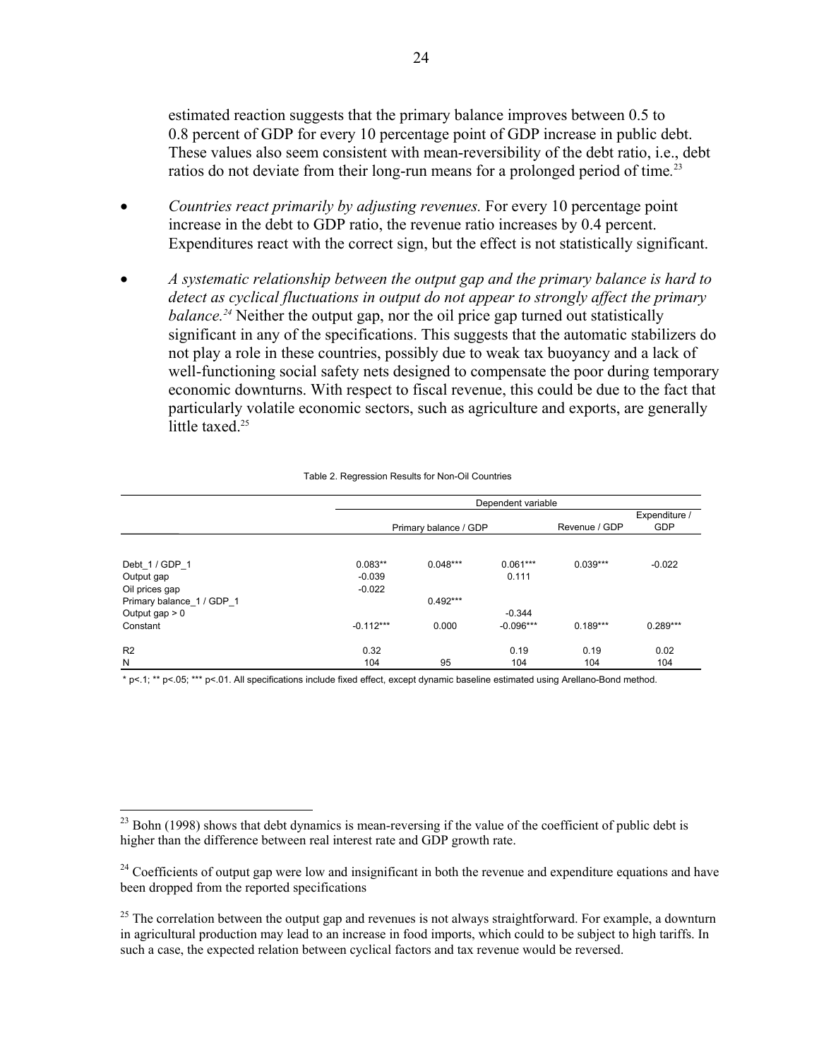estimated reaction suggests that the primary balance improves between 0.5 to 0.8 percent of GDP for every 10 percentage point of GDP increase in public debt. These values also seem consistent with mean-reversibility of the debt ratio, i.e., debt ratios do not deviate from their long-run means for a prolonged period of time.[23]

- *Countries react primarily by adjusting revenues.* For every 10 percentage point increase in the debt to GDP ratio, the revenue ratio increases by 0.4 percent. Expenditures react with the correct sign, but the effect is not statistically significant.

- *A systematic relationship between the output gap and the primary balance is hard to detect as cyclical fluctuations in output do not appear to strongly affect the primary balance.[24]* Neither the output gap, nor the oil price gap turned out statistically significant in any of the specifications. This suggests that the automatic stabilizers do not play a role in these countries, possibly due to weak tax buoyancy and a lack of well-functioning social safety nets designed to compensate the poor during temporary economic downturns. With respect to fiscal revenue, this could be due to the fact that particularly volatile economic sectors, such as agriculture and exports, are generally little taxed.[25]

Table 2. Regression Results for Non-Oil Countries

| | Dependent variable | | | | |
|---|---|---|---|---|---|
| | Primary balance / GDP | | | Revenue / GDP | Expenditure / GDP |
| Debt_1 / GDP_1 | 0.083** | 0.048*** | 0.061*** | 0.039*** | -0.022 |
| Output gap | -0.039 | | 0.111 | | |
| Oil prices gap | -0.022 | | | | |
| Primary balance_1 / GDP_1 | | 0.492*** | | | |
| Output gap > 0 | | | -0.344 | | |
| Constant | -0.112*** | 0.000 | -0.096*** | 0.189*** | 0.289*** |
| R2 | 0.32 | | 0.19 | 0.19 | 0.02 |
| N | 104 | 95 | 104 | 104 | 104 |

\* p<.1; ** p<.05; *** p<.01. All specifications include fixed effect, except dynamic baseline estimated using Arellano-Bond method.

[23] Bohn (1998) shows that debt dynamics is mean-reversing if the value of the coefficient of public debt is higher than the difference between real interest rate and GDP growth rate.

[24] Coefficients of output gap were low and insignificant in both the revenue and expenditure equations and have been dropped from the reported specifications

[25] The correlation between the output gap and revenues is not always straightforward. For example, a downturn in agricultural production may lead to an increase in food imports, which could to be subject to high tariffs. In such a case, the expected relation between cyclical factors and tax revenue would be reversed.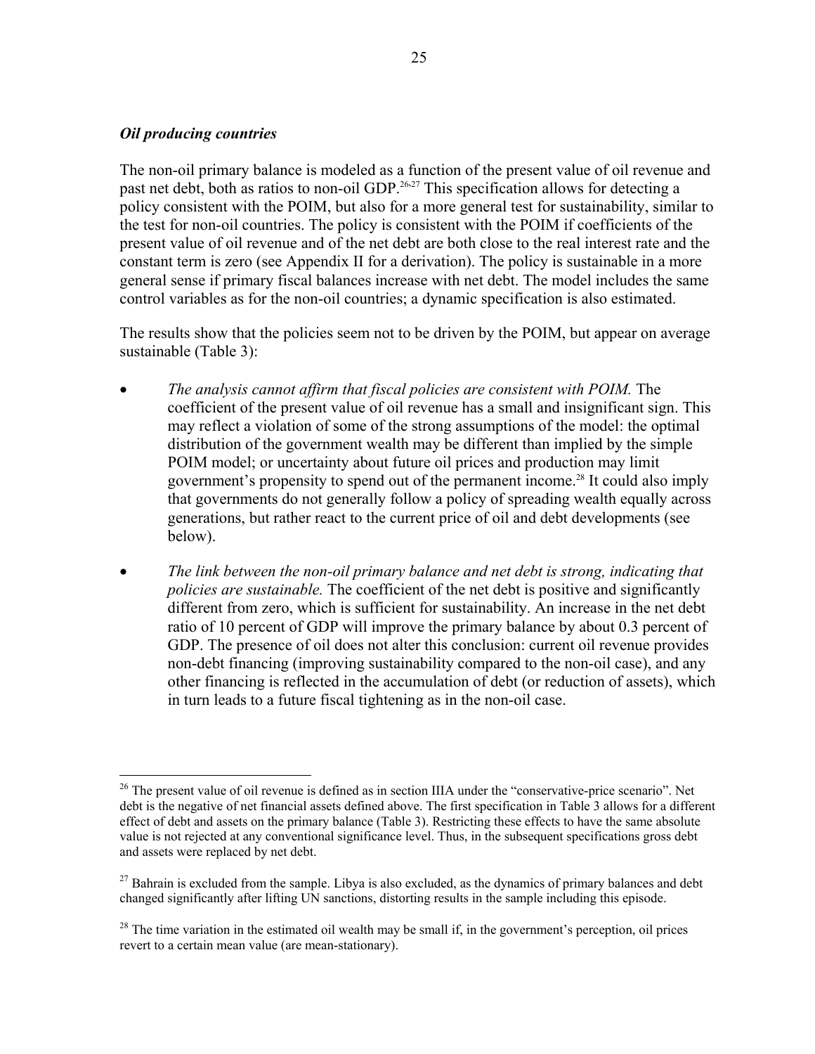### *Oil producing countries*

The non-oil primary balance is modeled as a function of the present value of oil revenue and past net debt, both as ratios to non-oil GDP.[26,27] This specification allows for detecting a policy consistent with the POIM, but also for a more general test for sustainability, similar to the test for non-oil countries. The policy is consistent with the POIM if coefficients of the present value of oil revenue and of the net debt are both close to the real interest rate and the constant term is zero (see Appendix II for a derivation). The policy is sustainable in a more general sense if primary fiscal balances increase with net debt. The model includes the same control variables as for the non-oil countries; a dynamic specification is also estimated.

The results show that the policies seem not to be driven by the POIM, but appear on average sustainable (Table 3):

- *The analysis cannot affirm that fiscal policies are consistent with POIM.* The coefficient of the present value of oil revenue has a small and insignificant sign. This may reflect a violation of some of the strong assumptions of the model: the optimal distribution of the government wealth may be different than implied by the simple POIM model; or uncertainty about future oil prices and production may limit government's propensity to spend out of the permanent income.[28] It could also imply that governments do not generally follow a policy of spreading wealth equally across generations, but rather react to the current price of oil and debt developments (see below).
- *The link between the non-oil primary balance and net debt is strong, indicating that policies are sustainable.* The coefficient of the net debt is positive and significantly different from zero, which is sufficient for sustainability. An increase in the net debt ratio of 10 percent of GDP will improve the primary balance by about 0.3 percent of GDP. The presence of oil does not alter this conclusion: current oil revenue provides non-debt financing (improving sustainability compared to the non-oil case), and any other financing is reflected in the accumulation of debt (or reduction of assets), which in turn leads to a future fiscal tightening as in the non-oil case.

---

[26] The present value of oil revenue is defined as in section IIIA under the "conservative-price scenario". Net debt is the negative of net financial assets defined above. The first specification in Table 3 allows for a different effect of debt and assets on the primary balance (Table 3). Restricting these effects to have the same absolute value is not rejected at any conventional significance level. Thus, in the subsequent specifications gross debt and assets were replaced by net debt.

[27] Bahrain is excluded from the sample. Libya is also excluded, as the dynamics of primary balances and debt changed significantly after lifting UN sanctions, distorting results in the sample including this episode.

[28] The time variation in the estimated oil wealth may be small if, in the government's perception, oil prices revert to a certain mean value (are mean-stationary).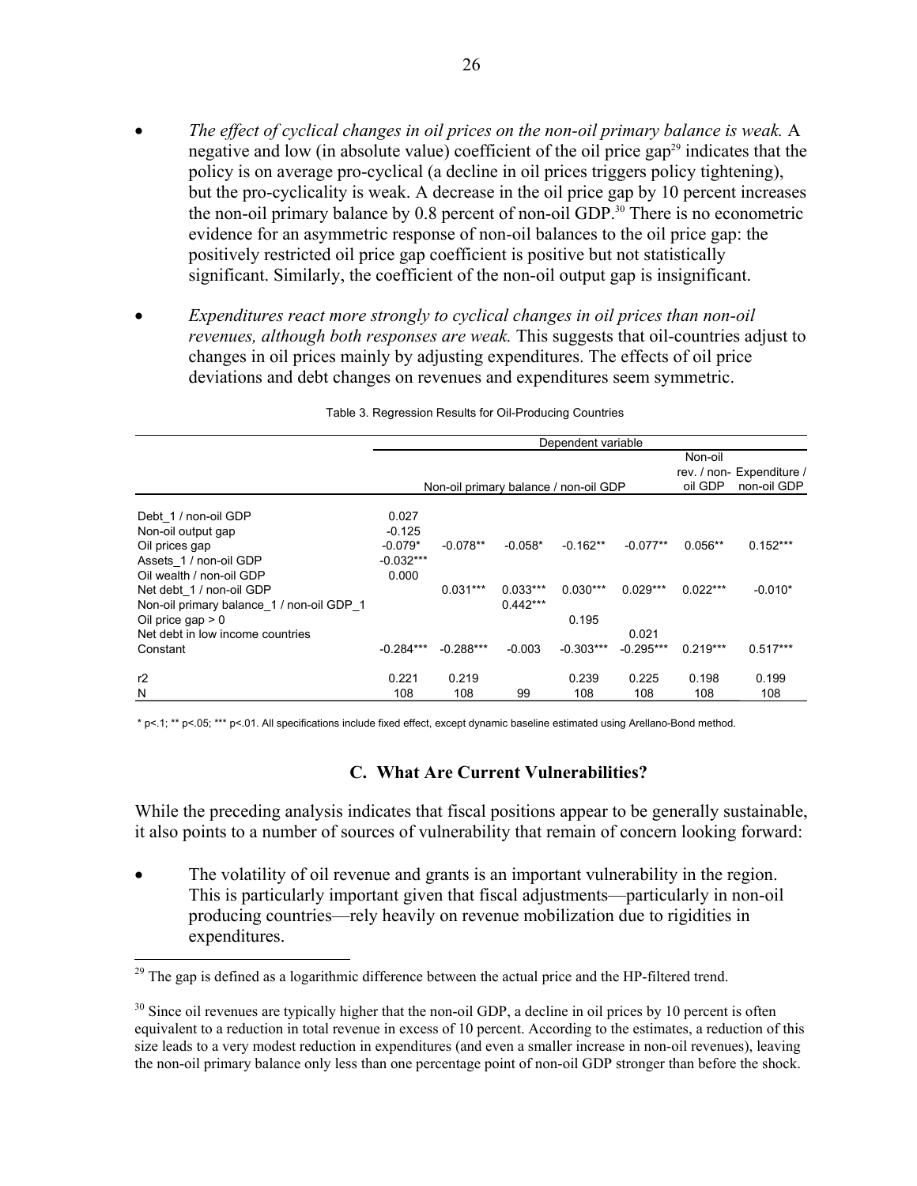- *The effect of cyclical changes in oil prices on the non-oil primary balance is weak.* A negative and low (in absolute value) coefficient of the oil price gap[29] indicates that the policy is on average pro-cyclical (a decline in oil prices triggers policy tightening), but the pro-cyclicality is weak. A decrease in the oil price gap by 10 percent increases the non-oil primary balance by 0.8 percent of non-oil GDP.[30] There is no econometric evidence for an asymmetric response of non-oil balances to the oil price gap: the positively restricted oil price gap coefficient is positive but not statistically significant. Similarly, the coefficient of the non-oil output gap is insignificant.

- *Expenditures react more strongly to cyclical changes in oil prices than non-oil revenues, although both responses are weak.* This suggests that oil-countries adjust to changes in oil prices mainly by adjusting expenditures. The effects of oil price deviations and debt changes on revenues and expenditures seem symmetric.

Table 3. Regression Results for Oil-Producing Countries

| | Dependent variable | | | | | | |
|---|---|---|---|---|---|---|---|
| | Non-oil primary balance / non-oil GDP | | | | | Non-oil rev. / non-oil GDP | Expenditure / non-oil GDP |
| Debt_1 / non-oil GDP | 0.027 | | | | | | |
| Non-oil output gap | -0.125 | | | | | | |
| Oil prices gap | -0.079* | -0.078** | -0.058* | -0.162** | -0.077** | 0.056** | 0.152*** |
| Assets_1 / non-oil GDP | -0.032*** | | | | | | |
| Oil wealth / non-oil GDP | 0.000 | | | | | | |
| Net debt_1 / non-oil GDP | | 0.031*** | 0.033*** | 0.030*** | 0.029*** | 0.022*** | -0.010* |
| Non-oil primary balance_1 / non-oil GDP_1 | | | 0.442*** | | | | |
| Oil price gap > 0 | | | | 0.195 | | | |
| Net debt in low income countries | | | | | 0.021 | | |
| Constant | -0.284*** | -0.288*** | -0.003 | -0.303*** | -0.295*** | 0.219*** | 0.517*** |
| r2 | 0.221 | 0.219 | | 0.239 | 0.225 | 0.198 | 0.199 |
| N | 108 | 108 | 99 | 108 | 108 | 108 | 108 |

\* p<.1; ** p<.05; *** p<.01. All specifications include fixed effect, except dynamic baseline estimated using Arellano-Bond method.

### C. What Are Current Vulnerabilities?

While the preceding analysis indicates that fiscal positions appear to be generally sustainable, it also points to a number of sources of vulnerability that remain of concern looking forward:

- The volatility of oil revenue and grants is an important vulnerability in the region. This is particularly important given that fiscal adjustments—particularly in non-oil producing countries—rely heavily on revenue mobilization due to rigidities in expenditures.

[29] The gap is defined as a logarithmic difference between the actual price and the HP-filtered trend.

[30] Since oil revenues are typically higher that the non-oil GDP, a decline in oil prices by 10 percent is often equivalent to a reduction in total revenue in excess of 10 percent. According to the estimates, a reduction of this size leads to a very modest reduction in expenditures (and even a smaller increase in non-oil revenues), leaving the non-oil primary balance only less than one percentage point of non-oil GDP stronger than before the shock.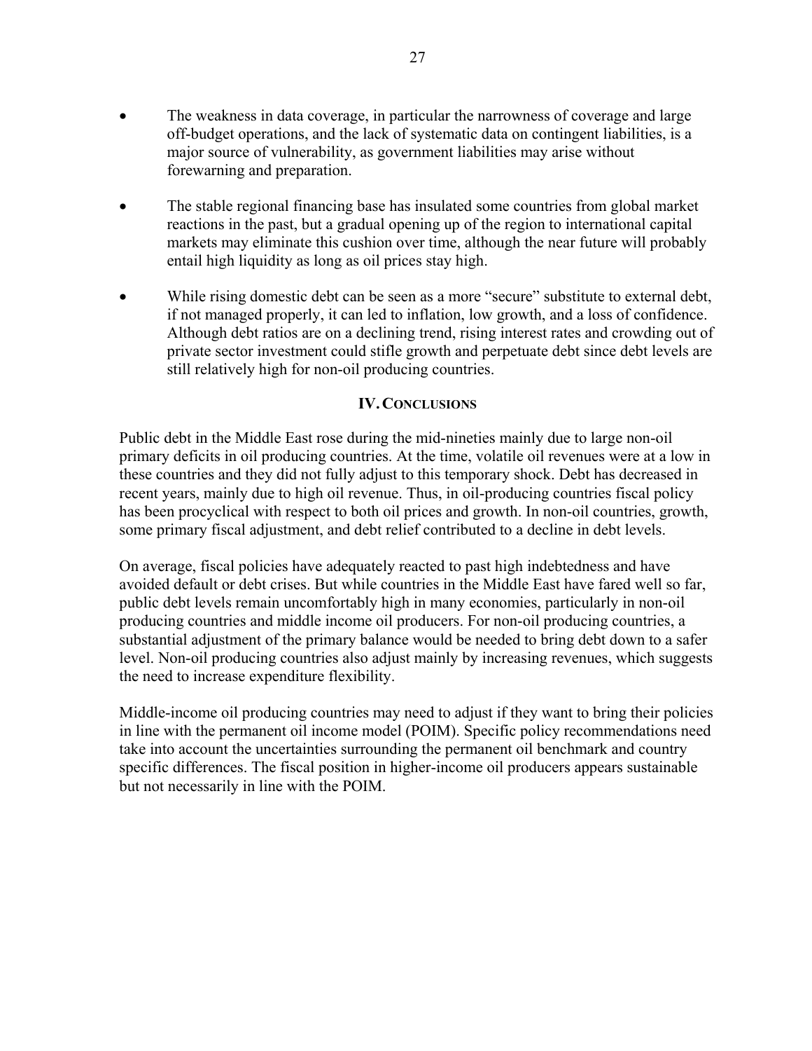- The weakness in data coverage, in particular the narrowness of coverage and large off-budget operations, and the lack of systematic data on contingent liabilities, is a major source of vulnerability, as government liabilities may arise without forewarning and preparation.

- The stable regional financing base has insulated some countries from global market reactions in the past, but a gradual opening up of the region to international capital markets may eliminate this cushion over time, although the near future will probably entail high liquidity as long as oil prices stay high.

- While rising domestic debt can be seen as a more "secure" substitute to external debt, if not managed properly, it can led to inflation, low growth, and a loss of confidence. Although debt ratios are on a declining trend, rising interest rates and crowding out of private sector investment could stifle growth and perpetuate debt since debt levels are still relatively high for non-oil producing countries.

## IV. Conclusions

Public debt in the Middle East rose during the mid-nineties mainly due to large non-oil primary deficits in oil producing countries. At the time, volatile oil revenues were at a low in these countries and they did not fully adjust to this temporary shock. Debt has decreased in recent years, mainly due to high oil revenue. Thus, in oil-producing countries fiscal policy has been procyclical with respect to both oil prices and growth. In non-oil countries, growth, some primary fiscal adjustment, and debt relief contributed to a decline in debt levels.

On average, fiscal policies have adequately reacted to past high indebtedness and have avoided default or debt crises. But while countries in the Middle East have fared well so far, public debt levels remain uncomfortably high in many economies, particularly in non-oil producing countries and middle income oil producers. For non-oil producing countries, a substantial adjustment of the primary balance would be needed to bring debt down to a safer level. Non-oil producing countries also adjust mainly by increasing revenues, which suggests the need to increase expenditure flexibility.

Middle-income oil producing countries may need to adjust if they want to bring their policies in line with the permanent oil income model (POIM). Specific policy recommendations need take into account the uncertainties surrounding the permanent oil benchmark and country specific differences. The fiscal position in higher-income oil producers appears sustainable but not necessarily in line with the POIM.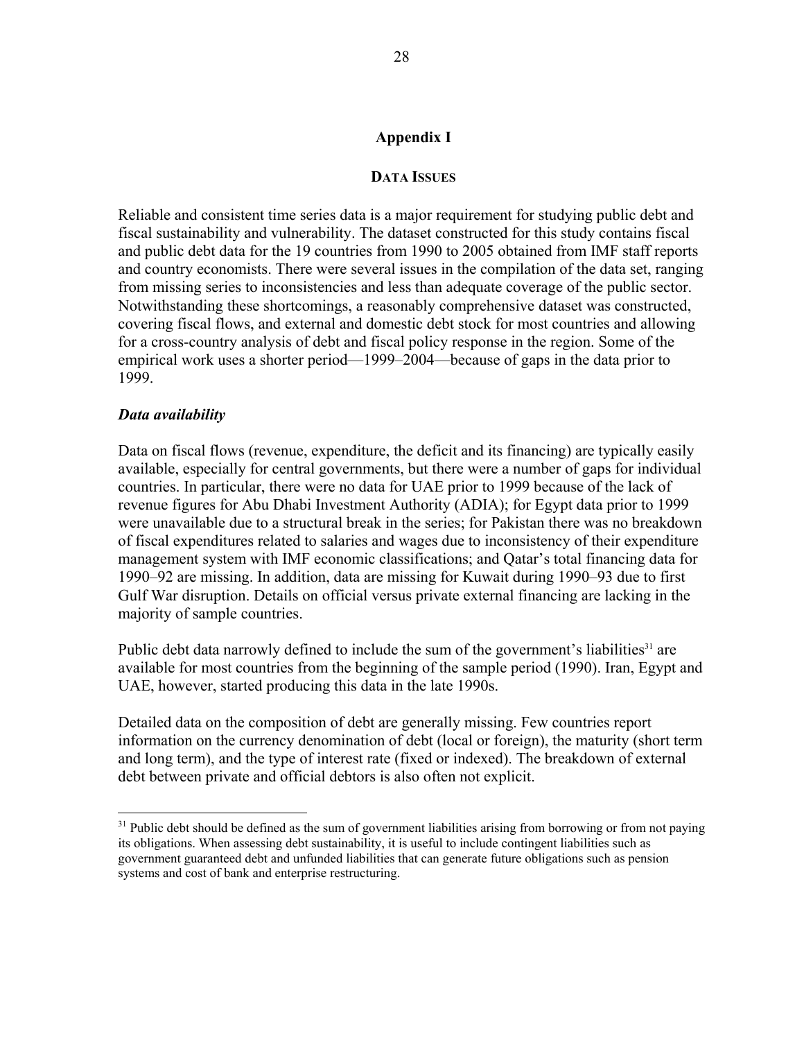# Appendix I

## DATA ISSUES

Reliable and consistent time series data is a major requirement for studying public debt and fiscal sustainability and vulnerability. The dataset constructed for this study contains fiscal and public debt data for the 19 countries from 1990 to 2005 obtained from IMF staff reports and country economists. There were several issues in the compilation of the data set, ranging from missing series to inconsistencies and less than adequate coverage of the public sector. Notwithstanding these shortcomings, a reasonably comprehensive dataset was constructed, covering fiscal flows, and external and domestic debt stock for most countries and allowing for a cross-country analysis of debt and fiscal policy response in the region. Some of the empirical work uses a shorter period—1999–2004—because of gaps in the data prior to 1999.

### *Data availability*

Data on fiscal flows (revenue, expenditure, the deficit and its financing) are typically easily available, especially for central governments, but there were a number of gaps for individual countries. In particular, there were no data for UAE prior to 1999 because of the lack of revenue figures for Abu Dhabi Investment Authority (ADIA); for Egypt data prior to 1999 were unavailable due to a structural break in the series; for Pakistan there was no breakdown of fiscal expenditures related to salaries and wages due to inconsistency of their expenditure management system with IMF economic classifications; and Qatar's total financing data for 1990–92 are missing. In addition, data are missing for Kuwait during 1990–93 due to first Gulf War disruption. Details on official versus private external financing are lacking in the majority of sample countries.

Public debt data narrowly defined to include the sum of the government's liabilities[31] are available for most countries from the beginning of the sample period (1990). Iran, Egypt and UAE, however, started producing this data in the late 1990s.

Detailed data on the composition of debt are generally missing. Few countries report information on the currency denomination of debt (local or foreign), the maturity (short term and long term), and the type of interest rate (fixed or indexed). The breakdown of external debt between private and official debtors is also often not explicit.

---

[31] Public debt should be defined as the sum of government liabilities arising from borrowing or from not paying its obligations. When assessing debt sustainability, it is useful to include contingent liabilities such as government guaranteed debt and unfunded liabilities that can generate future obligations such as pension systems and cost of bank and enterprise restructuring.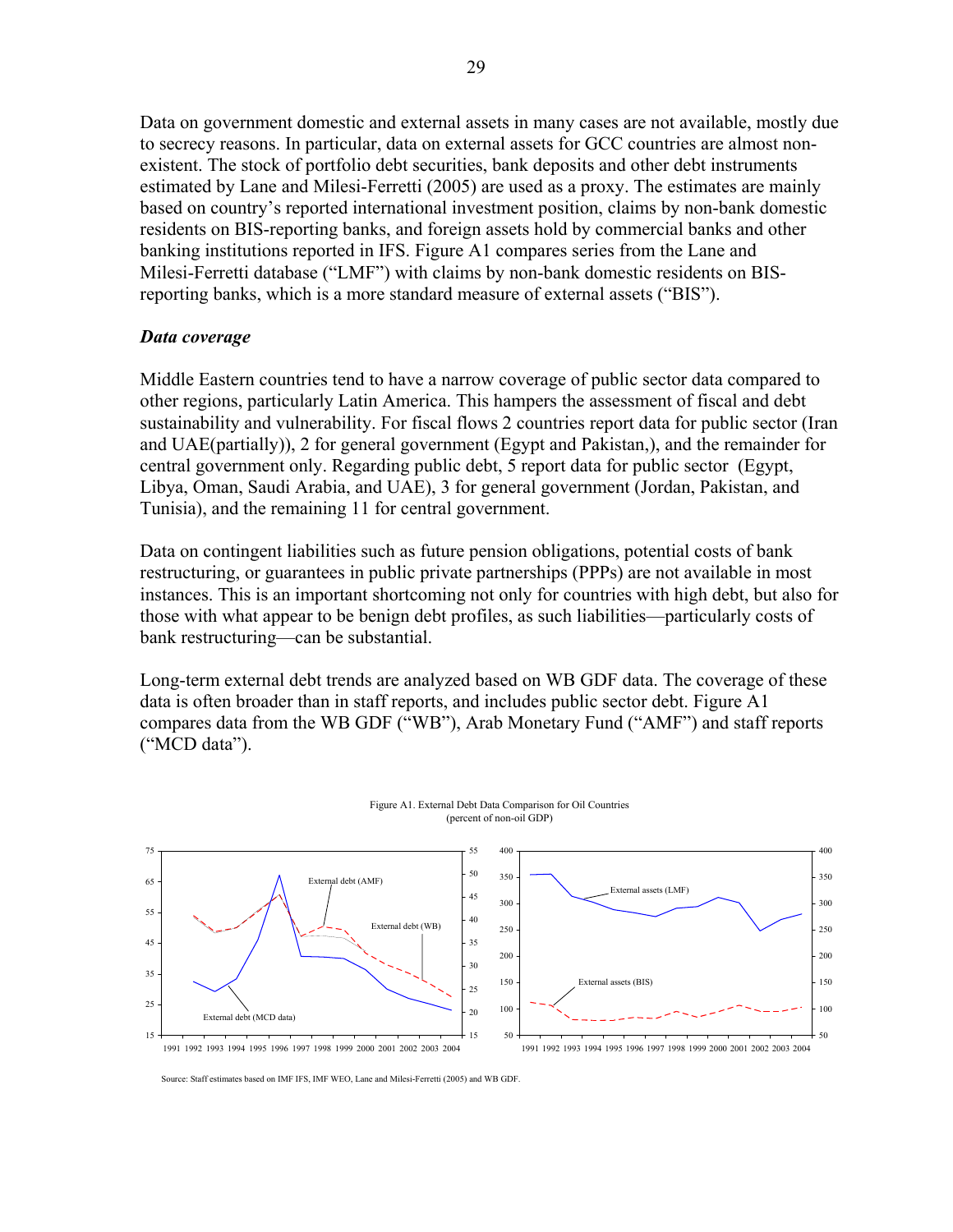Data on government domestic and external assets in many cases are not available, mostly due to secrecy reasons. In particular, data on external assets for GCC countries are almost non-existent. The stock of portfolio debt securities, bank deposits and other debt instruments estimated by Lane and Milesi-Ferretti (2005) are used as a proxy. The estimates are mainly based on country's reported international investment position, claims by non-bank domestic residents on BIS-reporting banks, and foreign assets hold by commercial banks and other banking institutions reported in IFS. Figure A1 compares series from the Lane and Milesi-Ferretti database ("LMF") with claims by non-bank domestic residents on BIS-reporting banks, which is a more standard measure of external assets ("BIS").

### *Data coverage*

Middle Eastern countries tend to have a narrow coverage of public sector data compared to other regions, particularly Latin America. This hampers the assessment of fiscal and debt sustainability and vulnerability. For fiscal flows 2 countries report data for public sector (Iran and UAE(partially)), 2 for general government (Egypt and Pakistan,), and the remainder for central government only. Regarding public debt, 5 report data for public sector (Egypt, Libya, Oman, Saudi Arabia, and UAE), 3 for general government (Jordan, Pakistan, and Tunisia), and the remaining 11 for central government.

Data on contingent liabilities such as future pension obligations, potential costs of bank restructuring, or guarantees in public private partnerships (PPPs) are not available in most instances. This is an important shortcoming not only for countries with high debt, but also for those with what appear to be benign debt profiles, as such liabilities—particularly costs of bank restructuring—can be substantial.

Long-term external debt trends are analyzed based on WB GDF data. The coverage of these data is often broader than in staff reports, and includes public sector debt. Figure A1 compares data from the WB GDF ("WB"), Arab Monetary Fund ("AMF") and staff reports ("MCD data").

Figure A1. External Debt Data Comparison for Oil Countries
(percent of non-oil GDP)

Source: Staff estimates based on IMF IFS, IMF WEO, Lane and Milesi-Ferretti (2005) and WB GDF.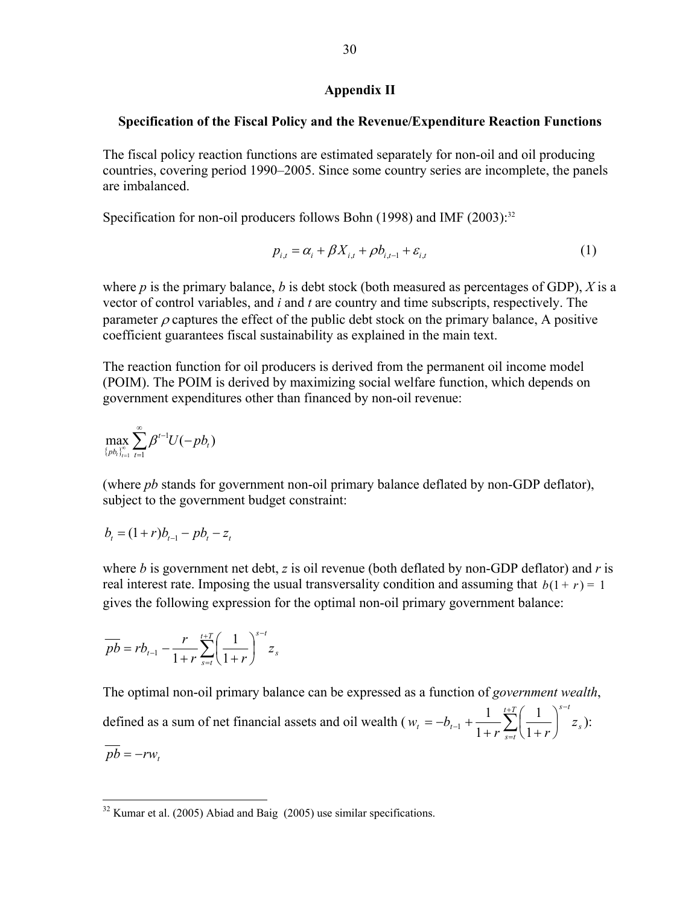## Appendix II

### Specification of the Fiscal Policy and the Revenue/Expenditure Reaction Functions

The fiscal policy reaction functions are estimated separately for non-oil and oil producing countries, covering period 1990–2005. Since some country series are incomplete, the panels are imbalanced.

Specification for non-oil producers follows Bohn (1998) and IMF (2003):[32]

$$p_{i,t} = \alpha_i + \beta X_{i,t} + \rho b_{i,t-1} + \varepsilon_{i,t} \tag{1}$$

where *p* is the primary balance, *b* is debt stock (both measured as percentages of GDP), *X* is a vector of control variables, and *i* and *t* are country and time subscripts, respectively. The parameter $\rho$ captures the effect of the public debt stock on the primary balance, A positive coefficient guarantees fiscal sustainability as explained in the main text.

The reaction function for oil producers is derived from the permanent oil income model (POIM). The POIM is derived by maximizing social welfare function, which depends on government expenditures other than financed by non-oil revenue:

$$\max_{\{pb_t\}_{t=1}^{\infty}} \sum_{t=1}^{\infty} \beta^{t-1} U(-pb_t)$$

(where *pb* stands for government non-oil primary balance deflated by non-GDP deflator), subject to the government budget constraint:

$$b_t = (1+r)b_{t-1} - pb_t - z_t$$

where *b* is government net debt, *z* is oil revenue (both deflated by non-GDP deflator) and *r* is real interest rate. Imposing the usual transversality condition and assuming that $b(1+r) = 1$ gives the following expression for the optimal non-oil primary government balance:

$$\overline{pb} = rb_{t-1} - \frac{r}{1+r} \sum_{s=t}^{t+T} \left( \frac{1}{1+r} \right)^{s-t} z_s$$

The optimal non-oil primary balance can be expressed as a function of *government wealth*, defined as a sum of net financial assets and oil wealth ($w_t = -b_{t-1} + \frac{1}{1+r} \sum_{s=t}^{t+T} \left( \frac{1}{1+r} \right)^{s-t} z_s$):

$$\overline{pb} = -rw_t$$

[32] Kumar et al. (2005) Abiad and Baig (2005) use similar specifications.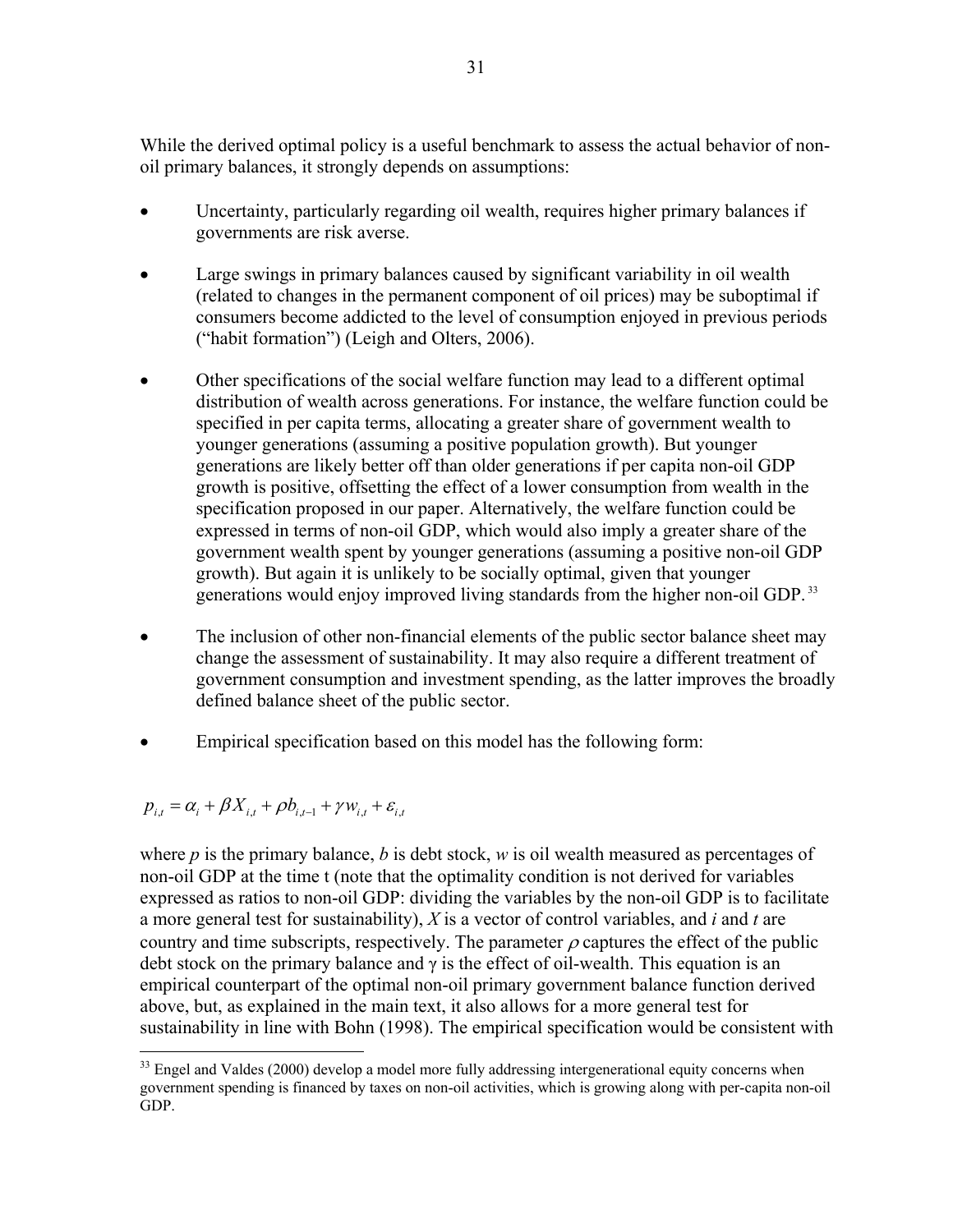While the derived optimal policy is a useful benchmark to assess the actual behavior of non-oil primary balances, it strongly depends on assumptions:

- Uncertainty, particularly regarding oil wealth, requires higher primary balances if governments are risk averse.
- Large swings in primary balances caused by significant variability in oil wealth (related to changes in the permanent component of oil prices) may be suboptimal if consumers become addicted to the level of consumption enjoyed in previous periods ("habit formation") (Leigh and Olters, 2006).
- Other specifications of the social welfare function may lead to a different optimal distribution of wealth across generations. For instance, the welfare function could be specified in per capita terms, allocating a greater share of government wealth to younger generations (assuming a positive population growth). But younger generations are likely better off than older generations if per capita non-oil GDP growth is positive, offsetting the effect of a lower consumption from wealth in the specification proposed in our paper. Alternatively, the welfare function could be expressed in terms of non-oil GDP, which would also imply a greater share of the government wealth spent by younger generations (assuming a positive non-oil GDP growth). But again it is unlikely to be socially optimal, given that younger generations would enjoy improved living standards from the higher non-oil GDP.[33]
- The inclusion of other non-financial elements of the public sector balance sheet may change the assessment of sustainability. It may also require a different treatment of government consumption and investment spending, as the latter improves the broadly defined balance sheet of the public sector.
- Empirical specification based on this model has the following form:

$$p_{i,t} = \alpha_i + \beta X_{i,t} + \rho b_{i,t-1} + \gamma w_{i,t} + \varepsilon_{i,t}$$

where *p* is the primary balance, *b* is debt stock, *w* is oil wealth measured as percentages of non-oil GDP at the time t (note that the optimality condition is not derived for variables expressed as ratios to non-oil GDP: dividing the variables by the non-oil GDP is to facilitate a more general test for sustainability), *X* is a vector of control variables, and *i* and *t* are country and time subscripts, respectively. The parameter $\rho$ captures the effect of the public debt stock on the primary balance and $\gamma$ is the effect of oil-wealth. This equation is an empirical counterpart of the optimal non-oil primary government balance function derived above, but, as explained in the main text, it also allows for a more general test for sustainability in line with Bohn (1998). The empirical specification would be consistent with

[33] Engel and Valdes (2000) develop a model more fully addressing intergenerational equity concerns when government spending is financed by taxes on non-oil activities, which is growing along with per-capita non-oil GDP.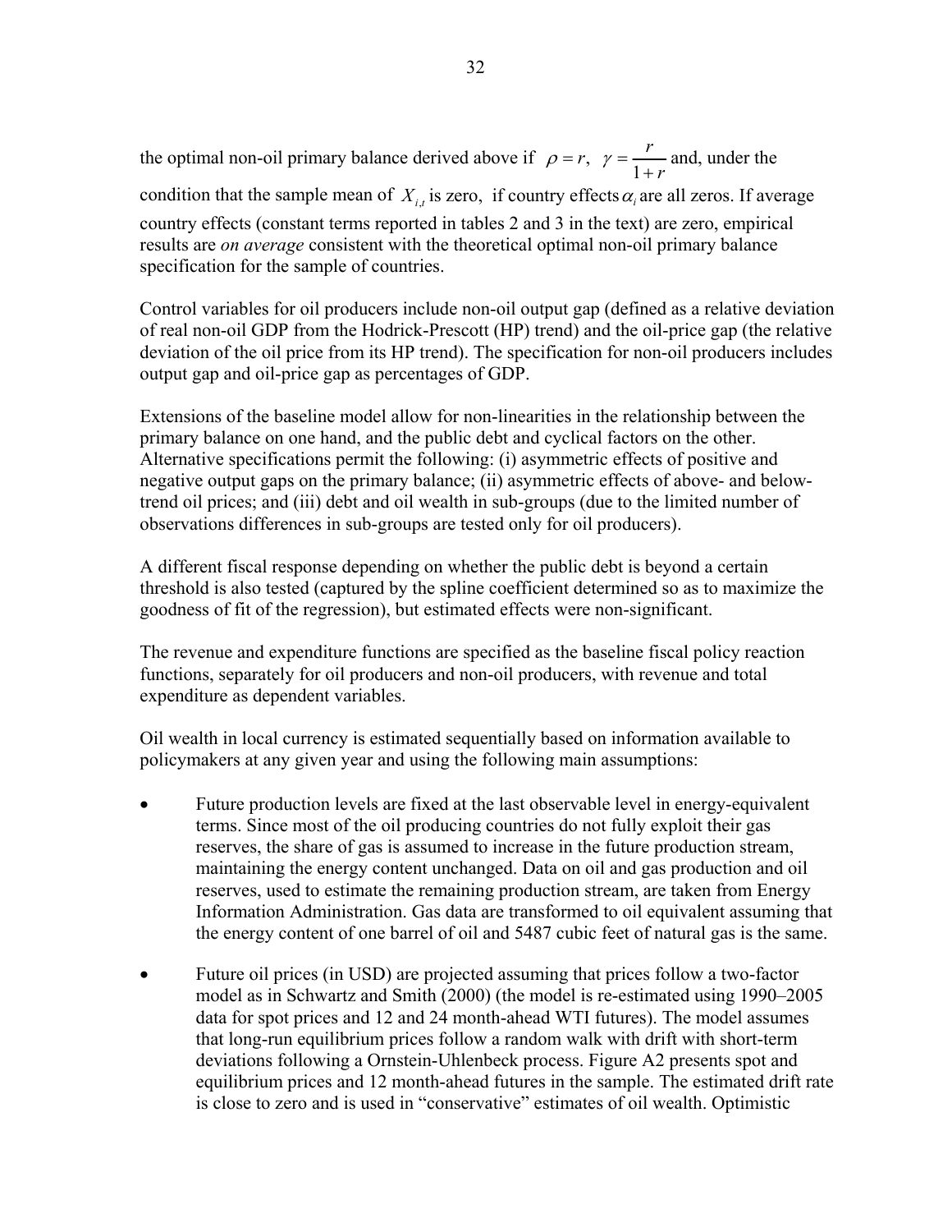the optimal non-oil primary balance derived above if $\rho = r,\ \gamma = \frac{r}{1+r}$ and, under the condition that the sample mean of $X_{i,t}$ is zero, if country effects $\alpha_i$ are all zeros. If average country effects (constant terms reported in tables 2 and 3 in the text) are zero, empirical results are *on average* consistent with the theoretical optimal non-oil primary balance specification for the sample of countries.

Control variables for oil producers include non-oil output gap (defined as a relative deviation of real non-oil GDP from the Hodrick-Prescott (HP) trend) and the oil-price gap (the relative deviation of the oil price from its HP trend). The specification for non-oil producers includes output gap and oil-price gap as percentages of GDP.

Extensions of the baseline model allow for non-linearities in the relationship between the primary balance on one hand, and the public debt and cyclical factors on the other. Alternative specifications permit the following: (i) asymmetric effects of positive and negative output gaps on the primary balance; (ii) asymmetric effects of above- and below-trend oil prices; and (iii) debt and oil wealth in sub-groups (due to the limited number of observations differences in sub-groups are tested only for oil producers).

A different fiscal response depending on whether the public debt is beyond a certain threshold is also tested (captured by the spline coefficient determined so as to maximize the goodness of fit of the regression), but estimated effects were non-significant.

The revenue and expenditure functions are specified as the baseline fiscal policy reaction functions, separately for oil producers and non-oil producers, with revenue and total expenditure as dependent variables.

Oil wealth in local currency is estimated sequentially based on information available to policymakers at any given year and using the following main assumptions:

- Future production levels are fixed at the last observable level in energy-equivalent terms. Since most of the oil producing countries do not fully exploit their gas reserves, the share of gas is assumed to increase in the future production stream, maintaining the energy content unchanged. Data on oil and gas production and oil reserves, used to estimate the remaining production stream, are taken from Energy Information Administration. Gas data are transformed to oil equivalent assuming that the energy content of one barrel of oil and 5487 cubic feet of natural gas is the same.

- Future oil prices (in USD) are projected assuming that prices follow a two-factor model as in Schwartz and Smith (2000) (the model is re-estimated using 1990–2005 data for spot prices and 12 and 24 month-ahead WTI futures). The model assumes that long-run equilibrium prices follow a random walk with drift with short-term deviations following a Ornstein-Uhlenbeck process. Figure A2 presents spot and equilibrium prices and 12 month-ahead futures in the sample. The estimated drift rate is close to zero and is used in "conservative" estimates of oil wealth. Optimistic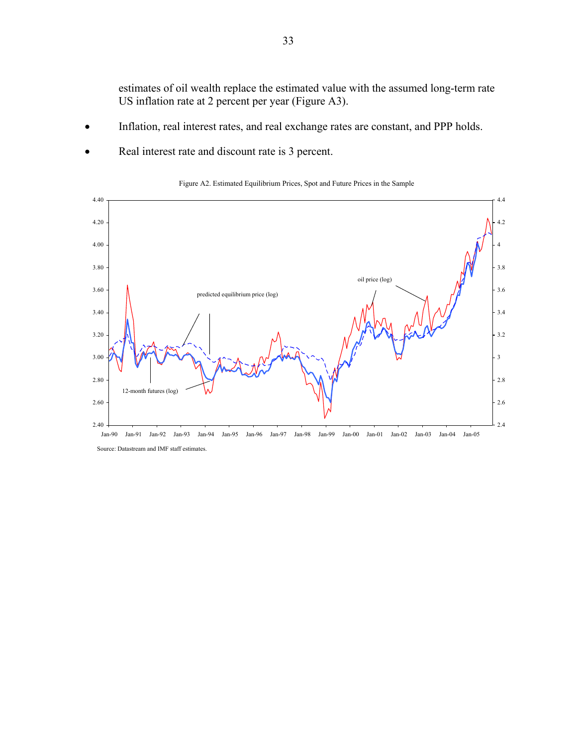estimates of oil wealth replace the estimated value with the assumed long-term rate US inflation rate at 2 percent per year (Figure A3).

- Inflation, real interest rates, and real exchange rates are constant, and PPP holds.
- Real interest rate and discount rate is 3 percent.

Figure A2. Estimated Equilibrium Prices, Spot and Future Prices in the Sample

Source: Datastream and IMF staff estimates.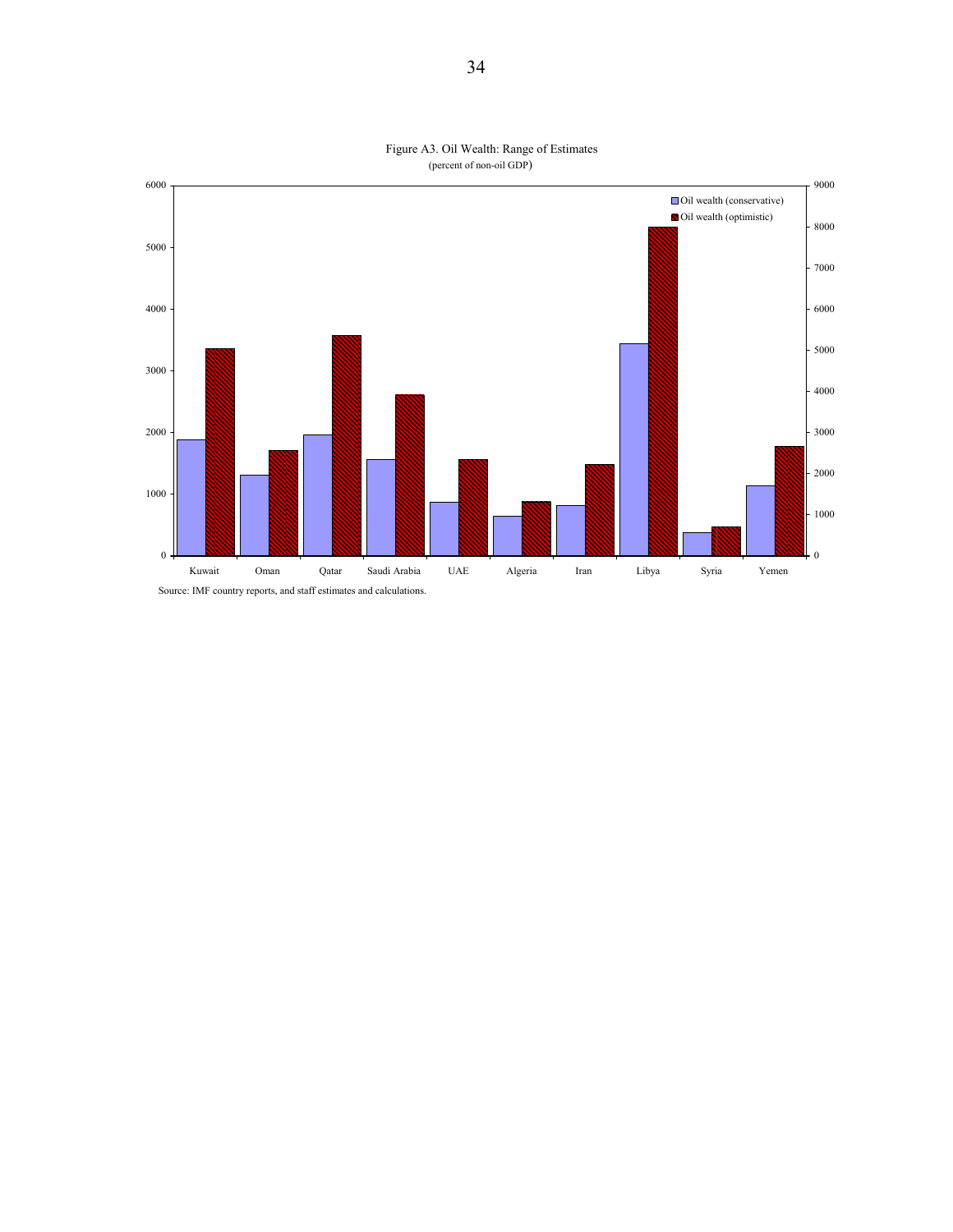Figure A3. Oil Wealth: Range of Estimates
(percent of non-oil GDP)

Source: IMF country reports, and staff estimates and calculations.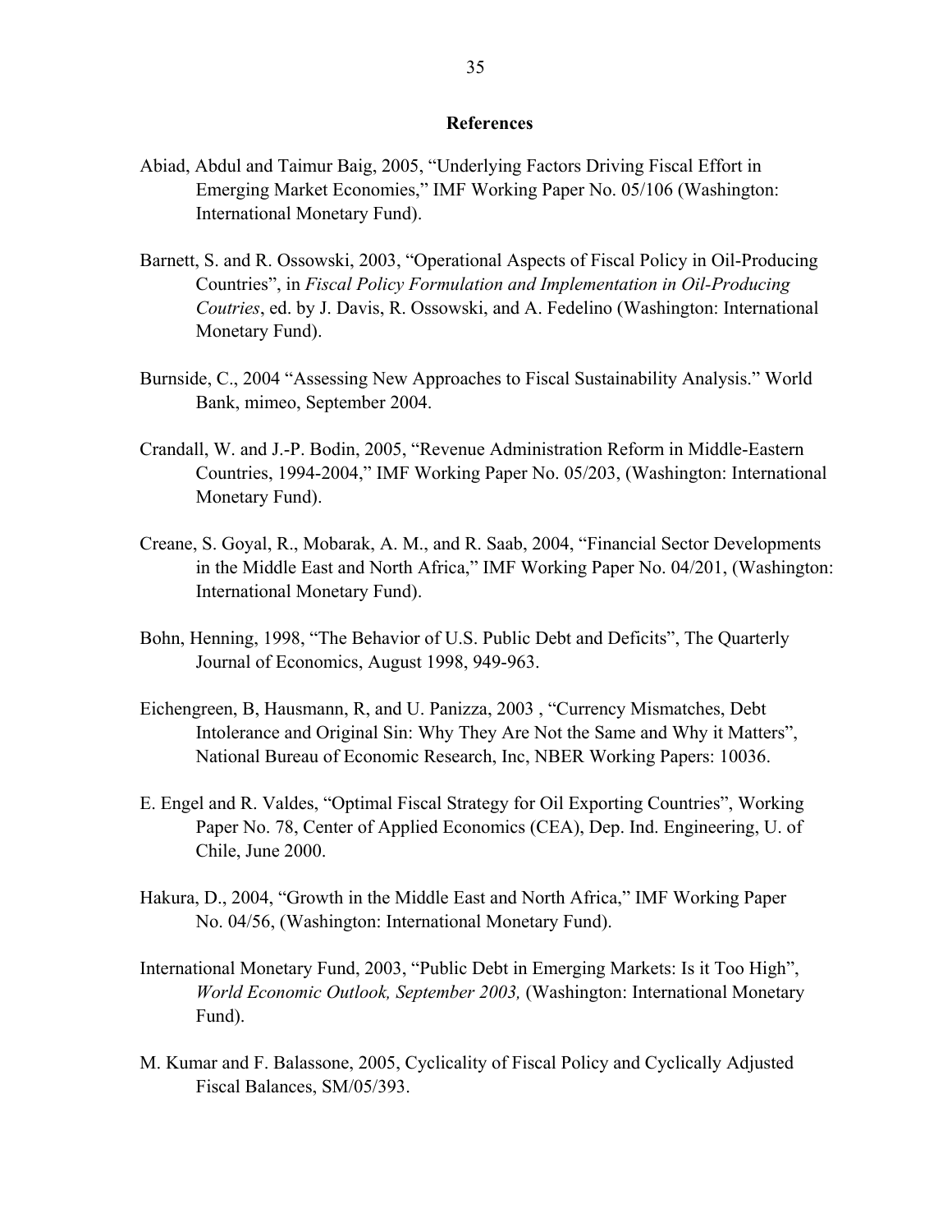## References

Abiad, Abdul and Taimur Baig, 2005, "Underlying Factors Driving Fiscal Effort in Emerging Market Economies," IMF Working Paper No. 05/106 (Washington: International Monetary Fund).

Barnett, S. and R. Ossowski, 2003, "Operational Aspects of Fiscal Policy in Oil-Producing Countries", in *Fiscal Policy Formulation and Implementation in Oil-Producing Coutries*, ed. by J. Davis, R. Ossowski, and A. Fedelino (Washington: International Monetary Fund).

Burnside, C., 2004 "Assessing New Approaches to Fiscal Sustainability Analysis." World Bank, mimeo, September 2004.

Crandall, W. and J.-P. Bodin, 2005, "Revenue Administration Reform in Middle-Eastern Countries, 1994-2004," IMF Working Paper No. 05/203, (Washington: International Monetary Fund).

Creane, S. Goyal, R., Mobarak, A. M., and R. Saab, 2004, "Financial Sector Developments in the Middle East and North Africa," IMF Working Paper No. 04/201, (Washington: International Monetary Fund).

Bohn, Henning, 1998, "The Behavior of U.S. Public Debt and Deficits", The Quarterly Journal of Economics, August 1998, 949-963.

Eichengreen, B, Hausmann, R, and U. Panizza, 2003 , "Currency Mismatches, Debt Intolerance and Original Sin: Why They Are Not the Same and Why it Matters", National Bureau of Economic Research, Inc, NBER Working Papers: 10036.

E. Engel and R. Valdes, "Optimal Fiscal Strategy for Oil Exporting Countries", Working Paper No. 78, Center of Applied Economics (CEA), Dep. Ind. Engineering, U. of Chile, June 2000.

Hakura, D., 2004, "Growth in the Middle East and North Africa," IMF Working Paper No. 04/56, (Washington: International Monetary Fund).

International Monetary Fund, 2003, "Public Debt in Emerging Markets: Is it Too High", *World Economic Outlook, September 2003,* (Washington: International Monetary Fund).

M. Kumar and F. Balassone, 2005, Cyclicality of Fiscal Policy and Cyclically Adjusted Fiscal Balances, SM/05/393.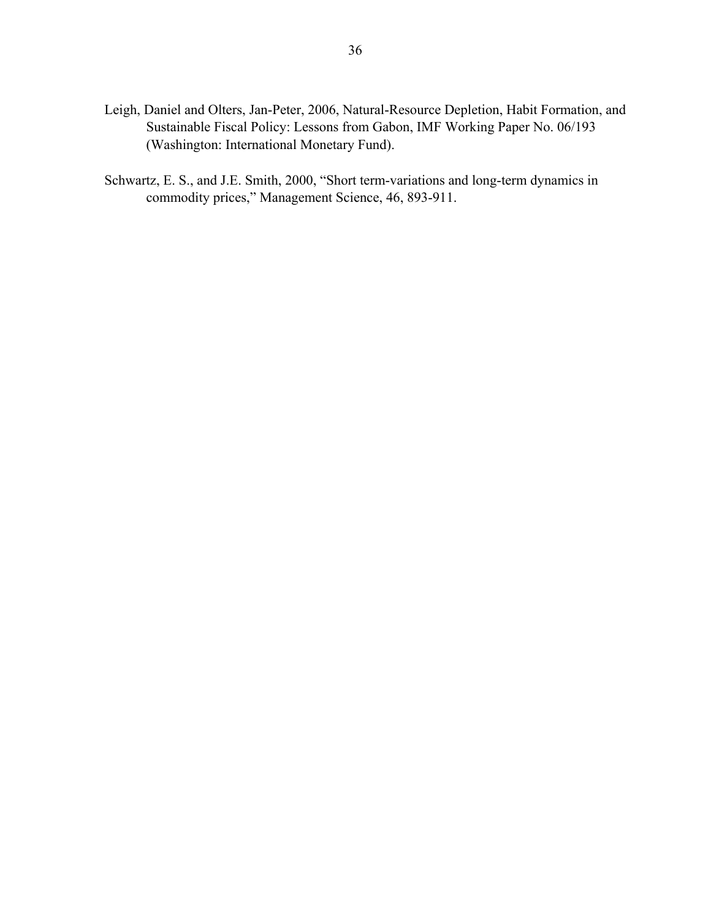Leigh, Daniel and Olters, Jan-Peter, 2006, Natural-Resource Depletion, Habit Formation, and Sustainable Fiscal Policy: Lessons from Gabon, IMF Working Paper No. 06/193 (Washington: International Monetary Fund).

Schwartz, E. S., and J.E. Smith, 2000, "Short term-variations and long-term dynamics in commodity prices," Management Science, 46, 893-911.